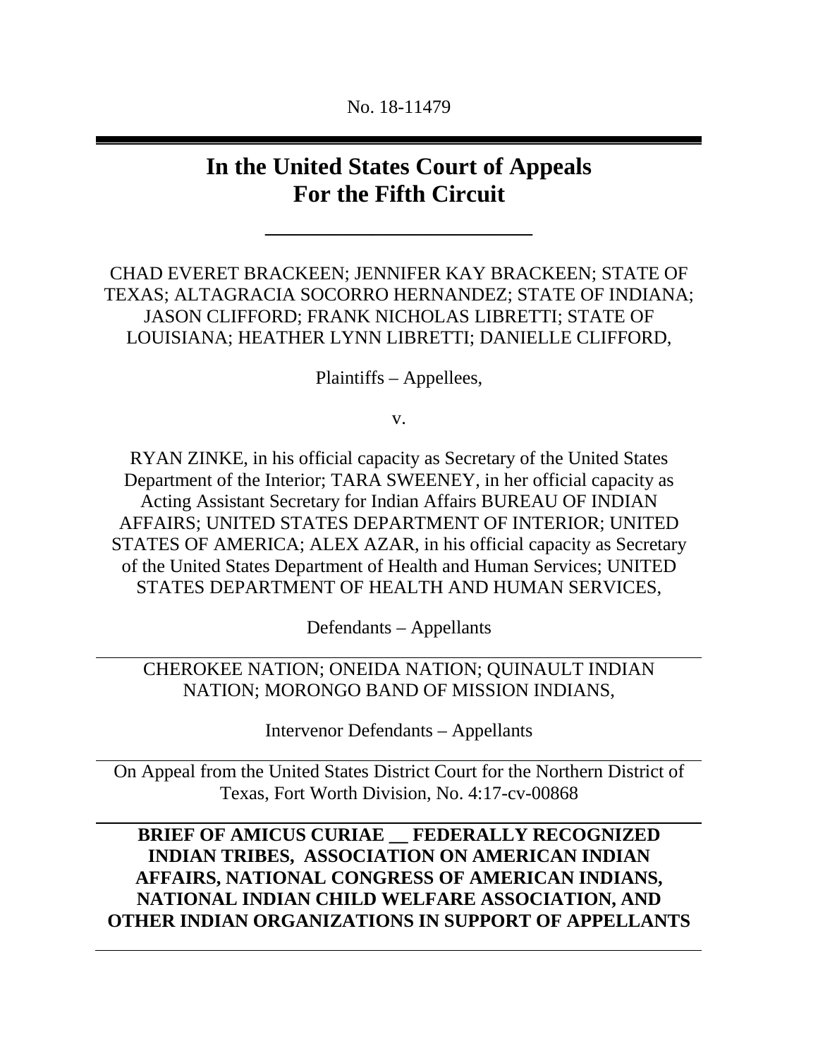No. 18-11479

# In the United States Court of Appeals For the Fifth Circuit

CHAD EVERET BRACKEEN; JENNIFER KAY BRACKEEN; STATE OF TEXAS; ALTAGRACIA SOCORRO HERNANDEZ; STATE OF INDIANA; JASON CLIFFORD; FRANK NICHOLAS LIBRETTI; STATE OF LOUISIANA; HEATHER LYNN LIBRETTI; DANIELLE CLIFFORD,

Plaintiffs – Appellees,

v.

RYAN ZINKE, in his official capacity as Secretary of the United States Department of the Interior; TARA SWEENEY, in her official capacity as Acting Assistant Secretary for Indian Affairs BUREAU OF INDIAN AFFAIRS; UNITED STATES DEPARTMENT OF INTERIOR; UNITED STATES OF AMERICA; ALEX AZAR, in his official capacity as Secretary of the United States Department of Health and Human Services; UNITED STATES DEPARTMENT OF HEALTH AND HUMAN SERVICES,

Defendants – Appellants

---

CHEROKEE NATION; ONEIDA NATION; QUINAULT INDIAN NATION; MORONGO BAND OF MISSION INDIANS,

Intervenor Defendants – Appellants

---

On Appeal from the United States District Court for the Northern District of Texas, Fort Worth Division, No. 4:17-cv-00868

---

**BRIEF OF AMICUS CURIAE __ FEDERALLY RECOGNIZED INDIAN TRIBES, ASSOCIATION ON AMERICAN INDIAN AFFAIRS, NATIONAL CONGRESS OF AMERICAN INDIANS, NATIONAL INDIAN CHILD WELFARE ASSOCIATION, AND OTHER INDIAN ORGANIZATIONS IN SUPPORT OF APPELLANTS**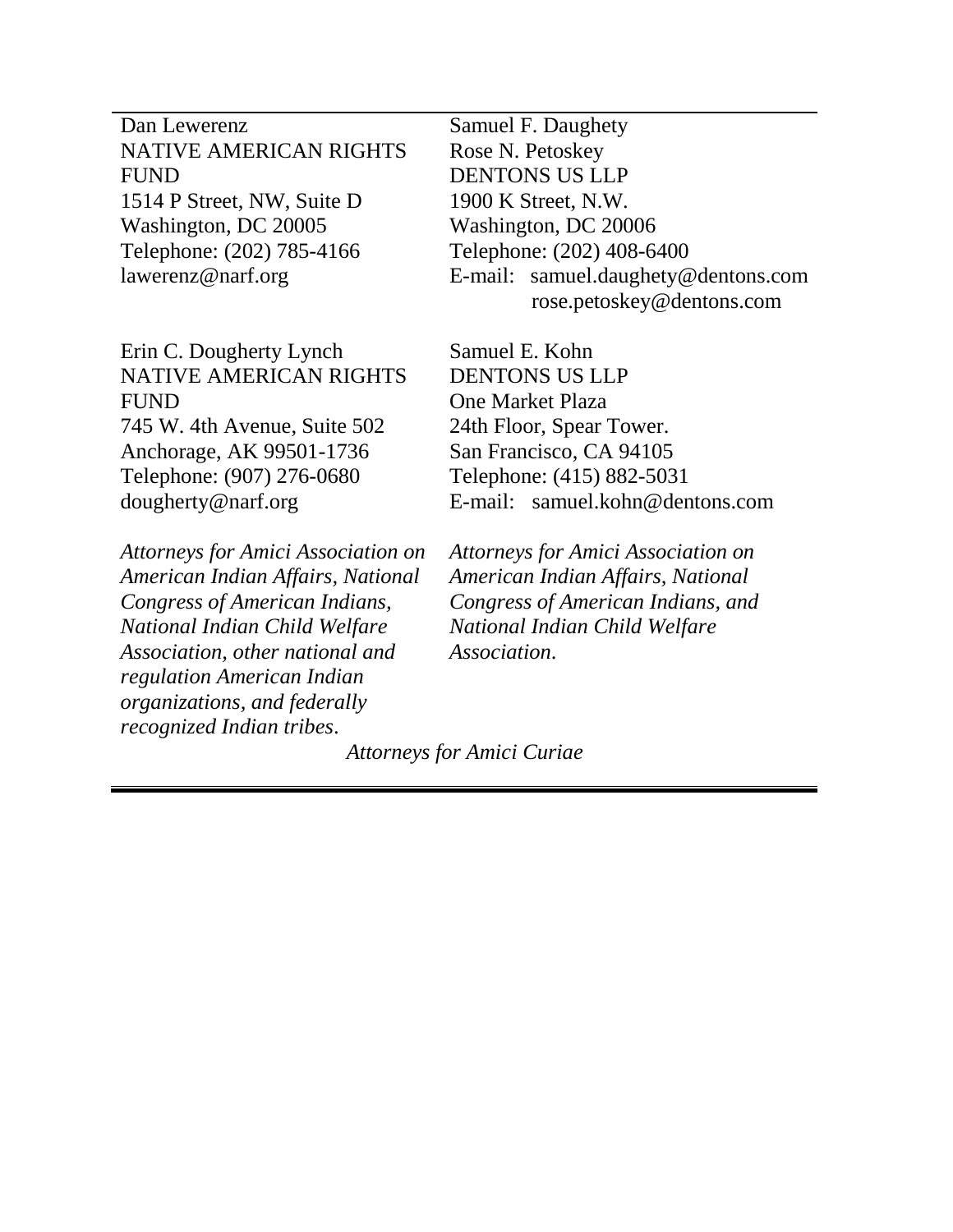Dan Lewerenz
NATIVE AMERICAN RIGHTS FUND
1514 P Street, NW, Suite D
Washington, DC 20005
Telephone: (202) 785-4166
lawerenz@narf.org

Erin C. Dougherty Lynch
NATIVE AMERICAN RIGHTS FUND
745 W. 4th Avenue, Suite 502
Anchorage, AK 99501-1736
Telephone: (907) 276-0680
dougherty@narf.org

*Attorneys for Amici Association on American Indian Affairs, National Congress of American Indians, National Indian Child Welfare Association, other national and regulation American Indian organizations, and federally recognized Indian tribes.*

Samuel F. Daughety
Rose N. Petoskey
DENTONS US LLP
1900 K Street, N.W.
Washington, DC 20006
Telephone: (202) 408-6400
E-mail: samuel.daughety@dentons.com
rose.petoskey@dentons.com

Samuel E. Kohn
DENTONS US LLP
One Market Plaza
24th Floor, Spear Tower.
San Francisco, CA 94105
Telephone: (415) 882-5031
E-mail: samuel.kohn@dentons.com

*Attorneys for Amici Association on American Indian Affairs, National Congress of American Indians, and National Indian Child Welfare Association.*

*Attorneys for Amici Curiae*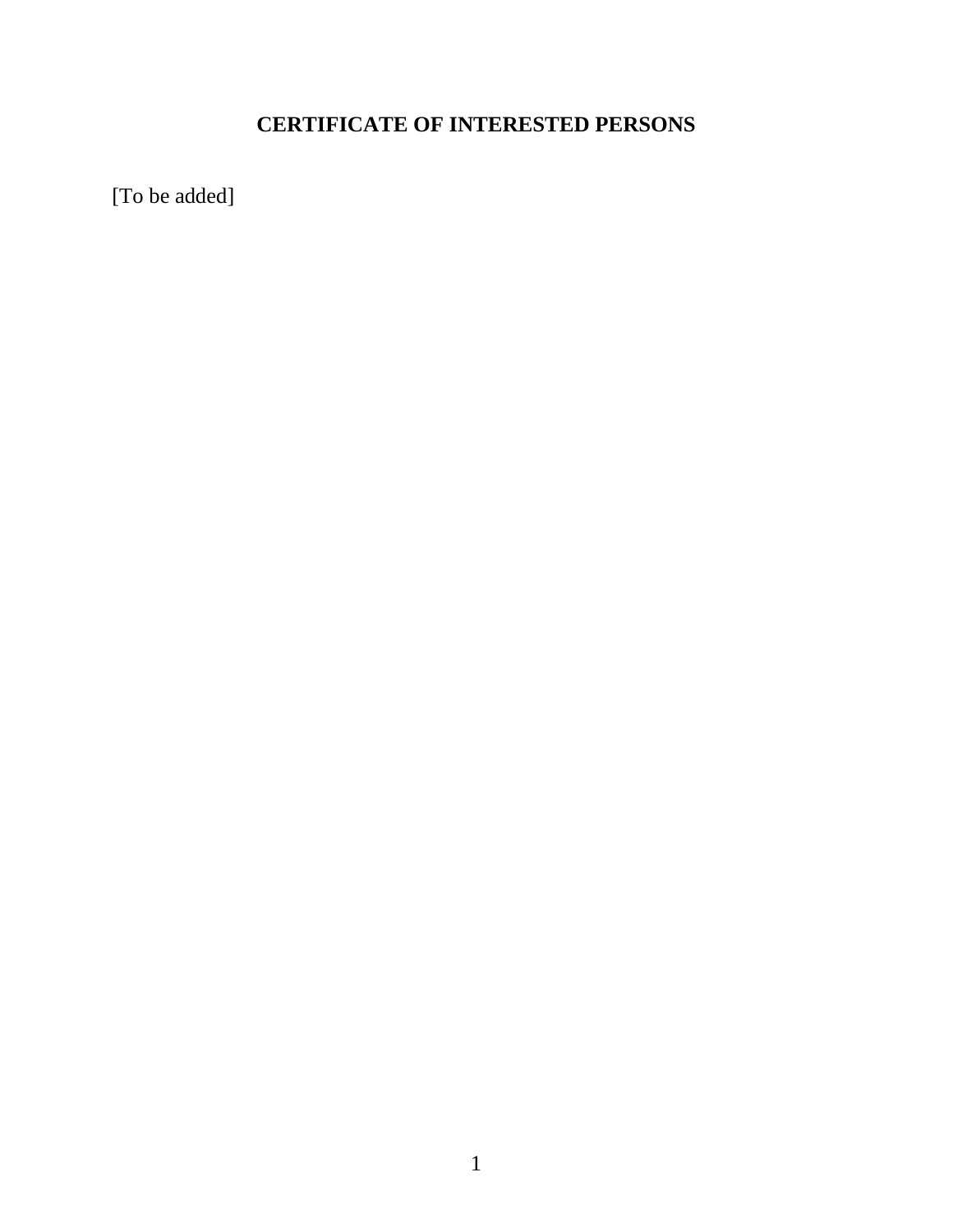# CERTIFICATE OF INTERESTED PERSONS

[To be added]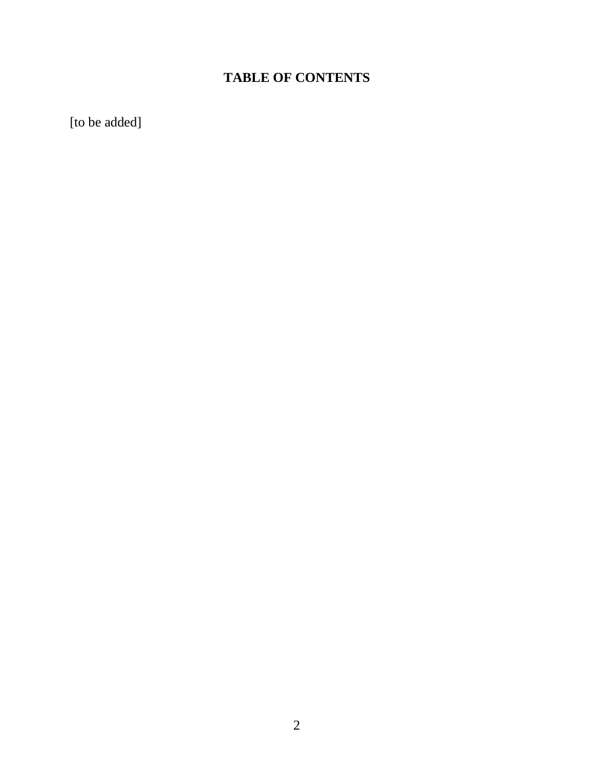# TABLE OF CONTENTS

[to be added]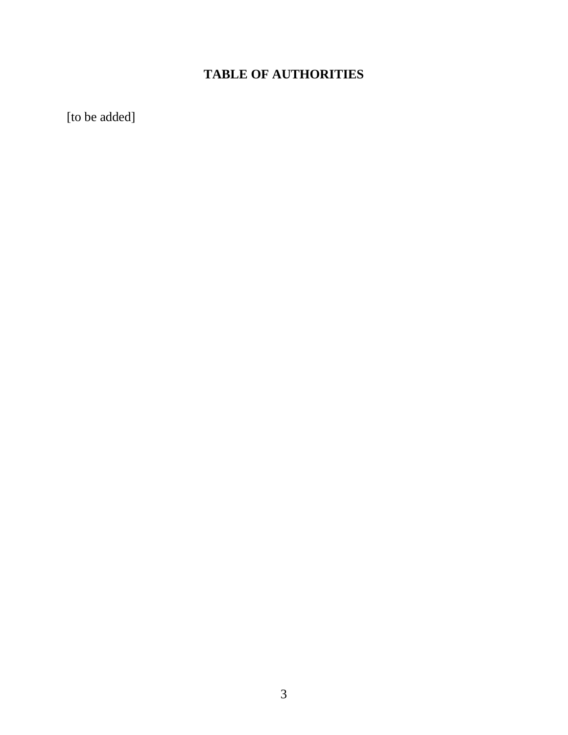## TABLE OF AUTHORITIES

[to be added]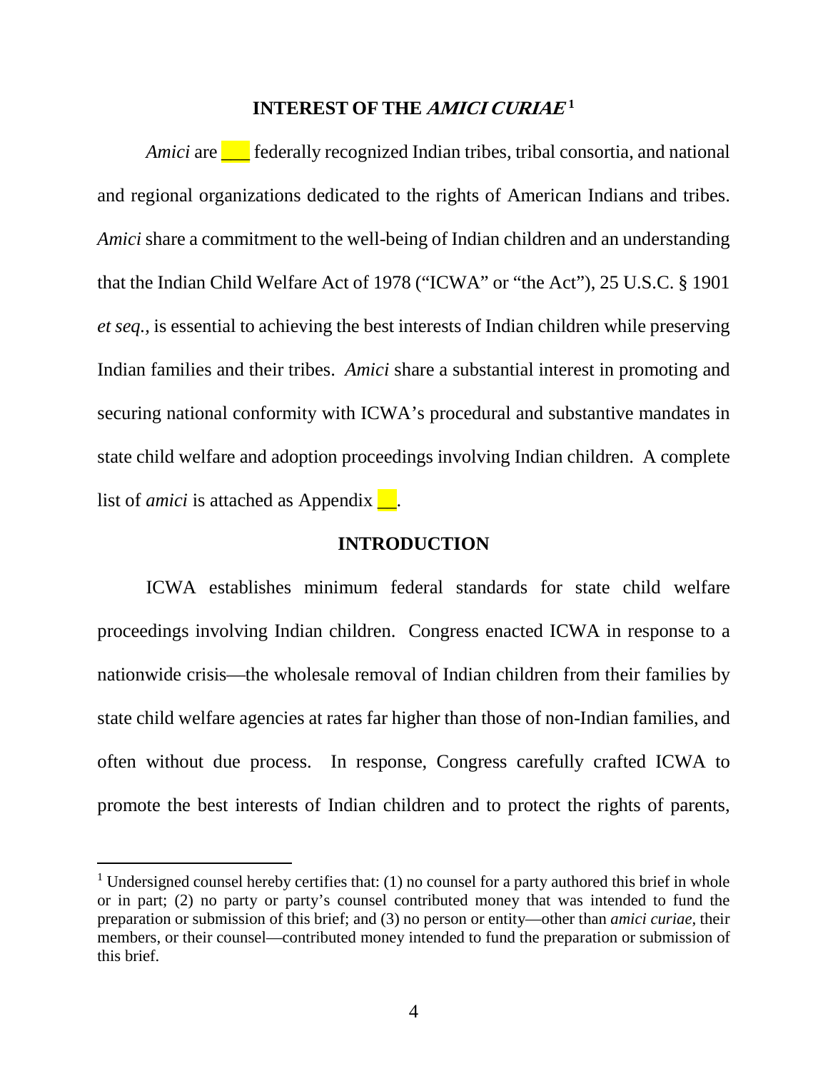## INTEREST OF THE *AMICI CURIAE*[1]

*Amici* are ___ federally recognized Indian tribes, tribal consortia, and national and regional organizations dedicated to the rights of American Indians and tribes. *Amici* share a commitment to the well-being of Indian children and an understanding that the Indian Child Welfare Act of 1978 ("ICWA" or "the Act"), 25 U.S.C. § 1901 *et seq.*, is essential to achieving the best interests of Indian children while preserving Indian families and their tribes. *Amici* share a substantial interest in promoting and securing national conformity with ICWA's procedural and substantive mandates in state child welfare and adoption proceedings involving Indian children. A complete list of *amici* is attached as Appendix __.

## INTRODUCTION

ICWA establishes minimum federal standards for state child welfare proceedings involving Indian children. Congress enacted ICWA in response to a nationwide crisis—the wholesale removal of Indian children from their families by state child welfare agencies at rates far higher than those of non-Indian families, and often without due process. In response, Congress carefully crafted ICWA to promote the best interests of Indian children and to protect the rights of parents,

[1] Undersigned counsel hereby certifies that: (1) no counsel for a party authored this brief in whole or in part; (2) no party or party's counsel contributed money that was intended to fund the preparation or submission of this brief; and (3) no person or entity—other than *amici curiae*, their members, or their counsel—contributed money intended to fund the preparation or submission of this brief.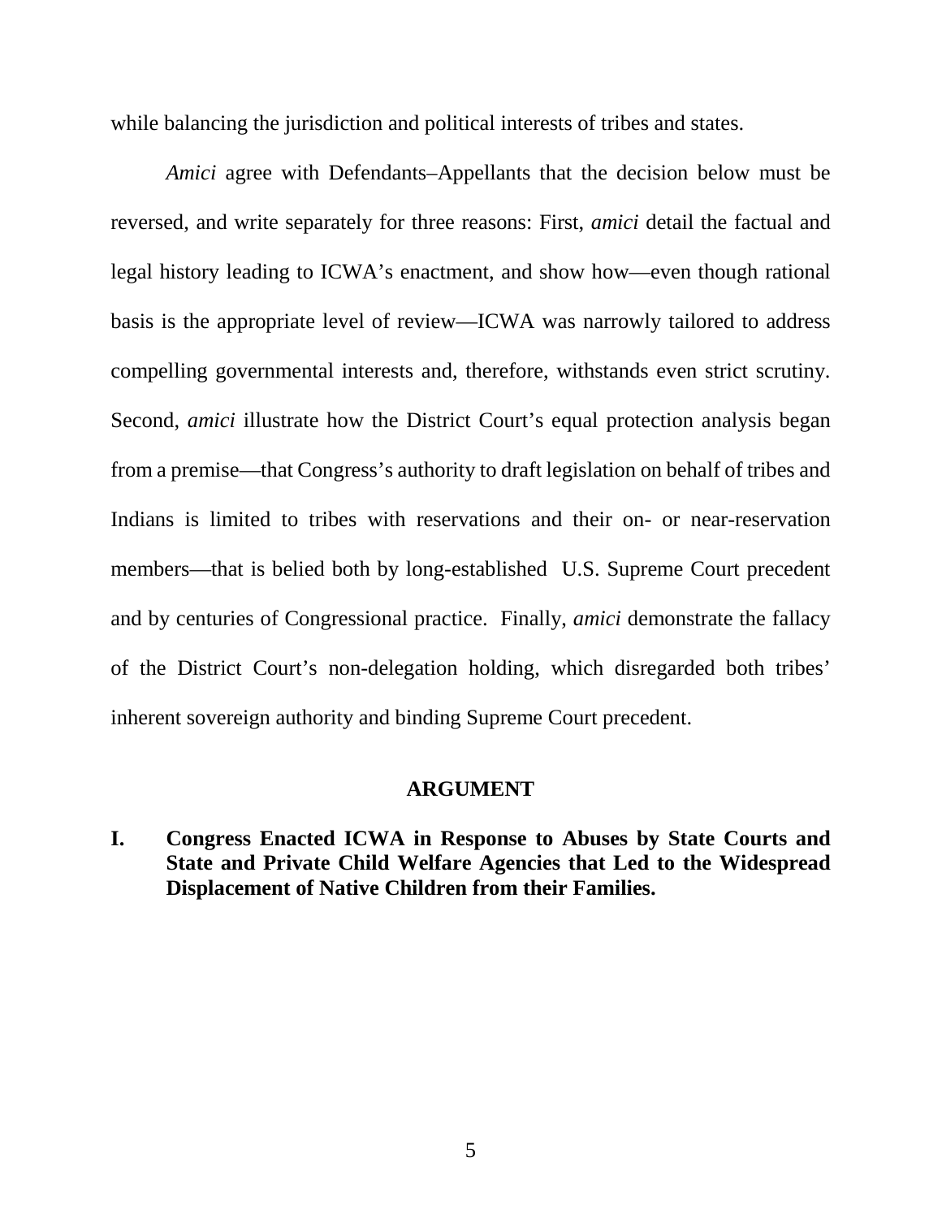while balancing the jurisdiction and political interests of tribes and states.

*Amici* agree with Defendants–Appellants that the decision below must be reversed, and write separately for three reasons: First, *amici* detail the factual and legal history leading to ICWA's enactment, and show how—even though rational basis is the appropriate level of review—ICWA was narrowly tailored to address compelling governmental interests and, therefore, withstands even strict scrutiny. Second, *amici* illustrate how the District Court's equal protection analysis began from a premise—that Congress's authority to draft legislation on behalf of tribes and Indians is limited to tribes with reservations and their on- or near-reservation members—that is belied both by long-established U.S. Supreme Court precedent and by centuries of Congressional practice. Finally, *amici* demonstrate the fallacy of the District Court's non-delegation holding, which disregarded both tribes' inherent sovereign authority and binding Supreme Court precedent.

## ARGUMENT

### I. Congress Enacted ICWA in Response to Abuses by State Courts and State and Private Child Welfare Agencies that Led to the Widespread Displacement of Native Children from their Families.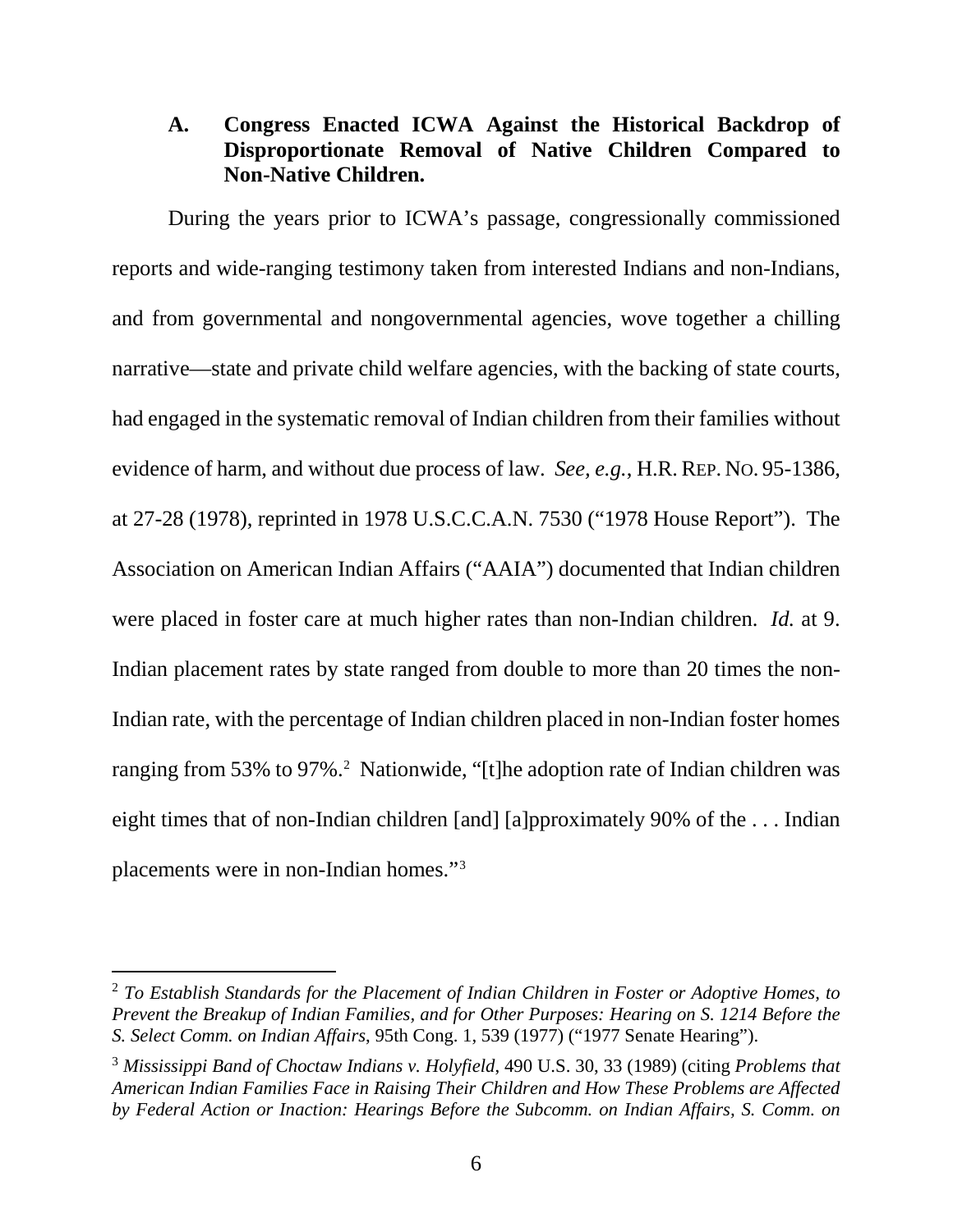### A. Congress Enacted ICWA Against the Historical Backdrop of Disproportionate Removal of Native Children Compared to Non-Native Children.

During the years prior to ICWA's passage, congressionally commissioned reports and wide-ranging testimony taken from interested Indians and non-Indians, and from governmental and nongovernmental agencies, wove together a chilling narrative—state and private child welfare agencies, with the backing of state courts, had engaged in the systematic removal of Indian children from their families without evidence of harm, and without due process of law. *See, e.g.*, H.R. REP. NO. 95-1386, at 27-28 (1978), reprinted in 1978 U.S.C.C.A.N. 7530 ("1978 House Report"). The Association on American Indian Affairs ("AAIA") documented that Indian children were placed in foster care at much higher rates than non-Indian children. *Id.* at 9. Indian placement rates by state ranged from double to more than 20 times the non-Indian rate, with the percentage of Indian children placed in non-Indian foster homes ranging from 53% to 97%.[2] Nationwide, "[t]he adoption rate of Indian children was eight times that of non-Indian children [and] [a]pproximately 90% of the . . . Indian placements were in non-Indian homes."[3]

---

[2] *To Establish Standards for the Placement of Indian Children in Foster or Adoptive Homes, to Prevent the Breakup of Indian Families, and for Other Purposes: Hearing on S. 1214 Before the S. Select Comm. on Indian Affairs*, 95th Cong. 1, 539 (1977) ("1977 Senate Hearing").

[3] *Mississippi Band of Choctaw Indians v. Holyfield*, 490 U.S. 30, 33 (1989) (citing *Problems that American Indian Families Face in Raising Their Children and How These Problems are Affected by Federal Action or Inaction: Hearings Before the Subcomm. on Indian Affairs, S. Comm. on*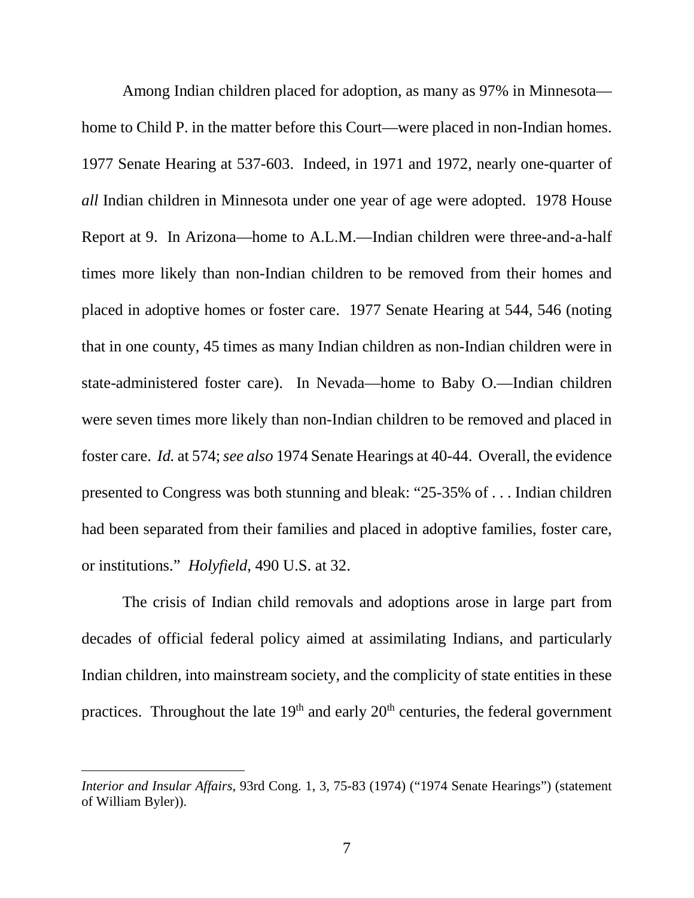Among Indian children placed for adoption, as many as 97% in Minnesota—home to Child P. in the matter before this Court—were placed in non-Indian homes. 1977 Senate Hearing at 537-603. Indeed, in 1971 and 1972, nearly one-quarter of *all* Indian children in Minnesota under one year of age were adopted. 1978 House Report at 9. In Arizona—home to A.L.M.—Indian children were three-and-a-half times more likely than non-Indian children to be removed from their homes and placed in adoptive homes or foster care. 1977 Senate Hearing at 544, 546 (noting that in one county, 45 times as many Indian children as non-Indian children were in state-administered foster care). In Nevada—home to Baby O.—Indian children were seven times more likely than non-Indian children to be removed and placed in foster care. *Id.* at 574; *see also* 1974 Senate Hearings at 40-44. Overall, the evidence presented to Congress was both stunning and bleak: "25-35% of . . . Indian children had been separated from their families and placed in adoptive families, foster care, or institutions." *Holyfield*, 490 U.S. at 32.

The crisis of Indian child removals and adoptions arose in large part from decades of official federal policy aimed at assimilating Indians, and particularly Indian children, into mainstream society, and the complicity of state entities in these practices. Throughout the late 19th and early 20th centuries, the federal government

---

*Interior and Insular Affairs*, 93rd Cong. 1, 3, 75-83 (1974) ("1974 Senate Hearings") (statement of William Byler)).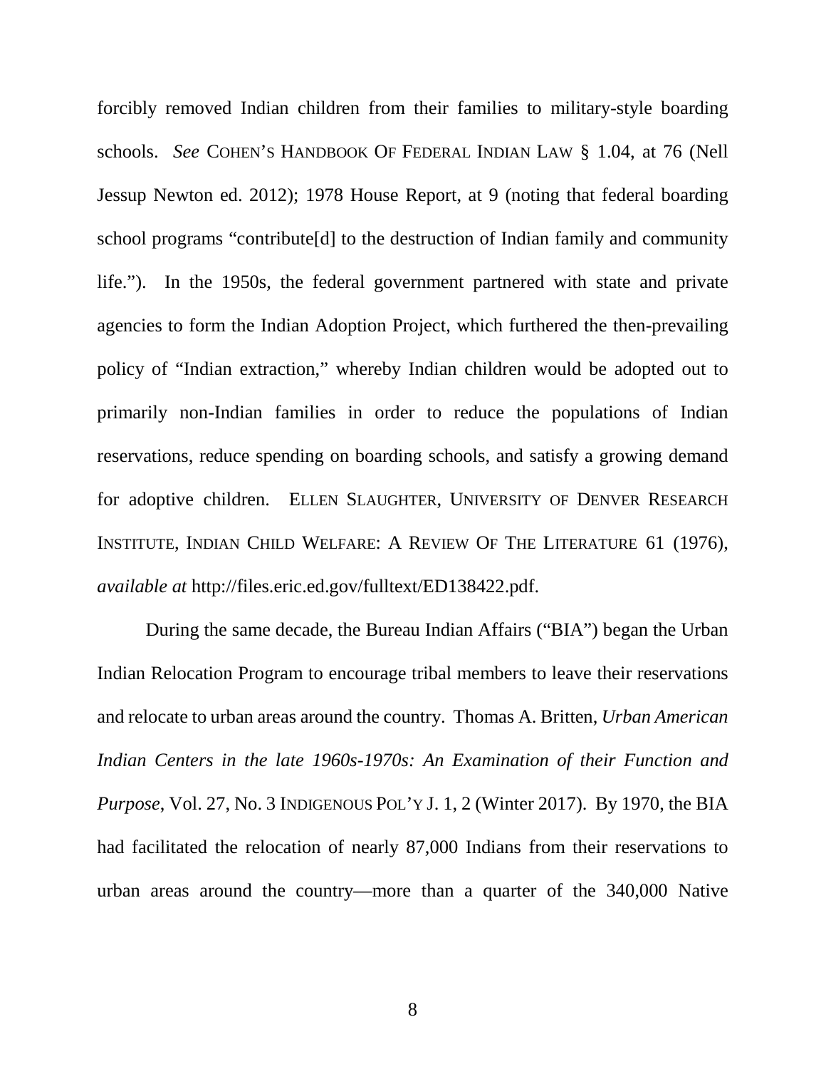forcibly removed Indian children from their families to military-style boarding schools. *See* COHEN'S HANDBOOK OF FEDERAL INDIAN LAW § 1.04, at 76 (Nell Jessup Newton ed. 2012); 1978 House Report, at 9 (noting that federal boarding school programs "contribute[d] to the destruction of Indian family and community life."). In the 1950s, the federal government partnered with state and private agencies to form the Indian Adoption Project, which furthered the then-prevailing policy of "Indian extraction," whereby Indian children would be adopted out to primarily non-Indian families in order to reduce the populations of Indian reservations, reduce spending on boarding schools, and satisfy a growing demand for adoptive children. ELLEN SLAUGHTER, UNIVERSITY OF DENVER RESEARCH INSTITUTE, INDIAN CHILD WELFARE: A REVIEW OF THE LITERATURE 61 (1976), *available at* http://files.eric.ed.gov/fulltext/ED138422.pdf.

During the same decade, the Bureau Indian Affairs ("BIA") began the Urban Indian Relocation Program to encourage tribal members to leave their reservations and relocate to urban areas around the country. Thomas A. Britten, *Urban American Indian Centers in the late 1960s-1970s: An Examination of their Function and Purpose*, Vol. 27, No. 3 INDIGENOUS POL'Y J. 1, 2 (Winter 2017). By 1970, the BIA had facilitated the relocation of nearly 87,000 Indians from their reservations to urban areas around the country—more than a quarter of the 340,000 Native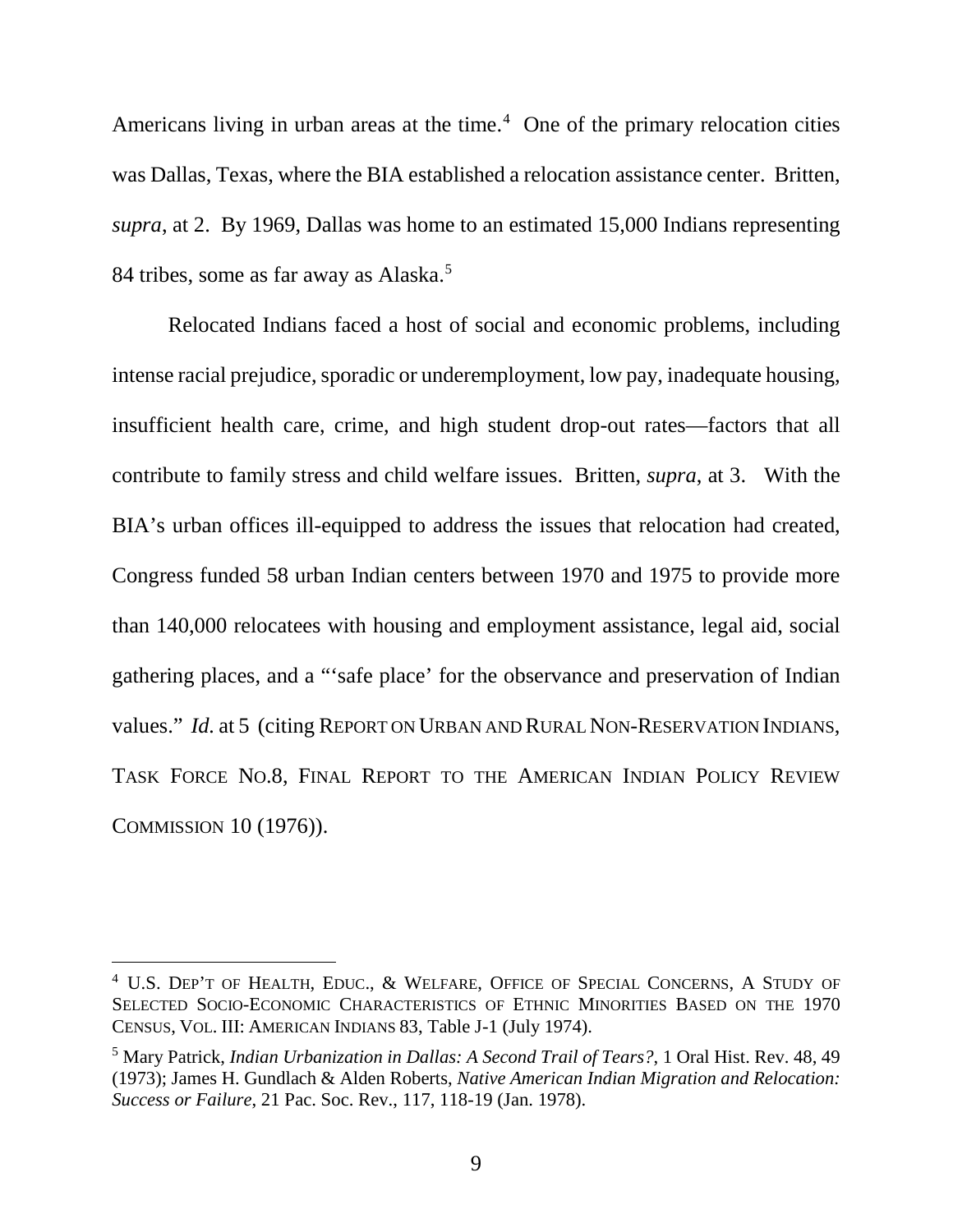Americans living in urban areas at the time.[4] One of the primary relocation cities was Dallas, Texas, where the BIA established a relocation assistance center. Britten, *supra*, at 2. By 1969, Dallas was home to an estimated 15,000 Indians representing 84 tribes, some as far away as Alaska.[5]

Relocated Indians faced a host of social and economic problems, including intense racial prejudice, sporadic or underemployment, low pay, inadequate housing, insufficient health care, crime, and high student drop-out rates—factors that all contribute to family stress and child welfare issues. Britten, *supra*, at 3. With the BIA's urban offices ill-equipped to address the issues that relocation had created, Congress funded 58 urban Indian centers between 1970 and 1975 to provide more than 140,000 relocatees with housing and employment assistance, legal aid, social gathering places, and a "'safe place' for the observance and preservation of Indian values." *Id.* at 5 (citing REPORT ON URBAN AND RURAL NON-RESERVATION INDIANS, TASK FORCE NO.8, FINAL REPORT TO THE AMERICAN INDIAN POLICY REVIEW COMMISSION 10 (1976)).

---

[4] U.S. DEP'T OF HEALTH, EDUC., & WELFARE, OFFICE OF SPECIAL CONCERNS, A STUDY OF SELECTED SOCIO-ECONOMIC CHARACTERISTICS OF ETHNIC MINORITIES BASED ON THE 1970 CENSUS, VOL. III: AMERICAN INDIANS 83, Table J-1 (July 1974).

[5] Mary Patrick, *Indian Urbanization in Dallas: A Second Trail of Tears?*, 1 Oral Hist. Rev. 48, 49 (1973); James H. Gundlach & Alden Roberts, *Native American Indian Migration and Relocation: Success or Failure*, 21 Pac. Soc. Rev., 117, 118-19 (Jan. 1978).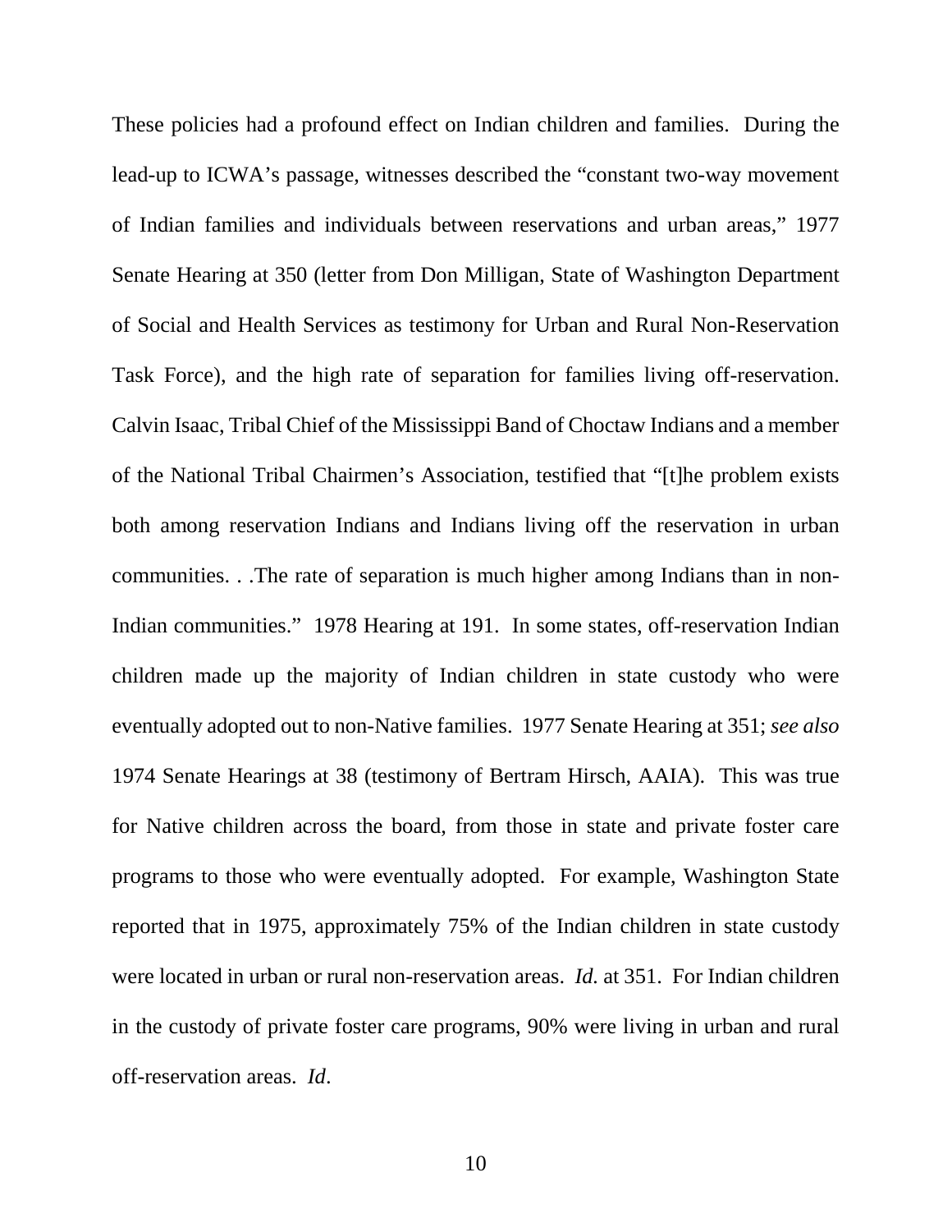These policies had a profound effect on Indian children and families. During the lead-up to ICWA's passage, witnesses described the "constant two-way movement of Indian families and individuals between reservations and urban areas," 1977 Senate Hearing at 350 (letter from Don Milligan, State of Washington Department of Social and Health Services as testimony for Urban and Rural Non-Reservation Task Force), and the high rate of separation for families living off-reservation. Calvin Isaac, Tribal Chief of the Mississippi Band of Choctaw Indians and a member of the National Tribal Chairmen's Association, testified that "[t]he problem exists both among reservation Indians and Indians living off the reservation in urban communities. . .The rate of separation is much higher among Indians than in non-Indian communities." 1978 Hearing at 191. In some states, off-reservation Indian children made up the majority of Indian children in state custody who were eventually adopted out to non-Native families. 1977 Senate Hearing at 351; *see also* 1974 Senate Hearings at 38 (testimony of Bertram Hirsch, AAIA). This was true for Native children across the board, from those in state and private foster care programs to those who were eventually adopted. For example, Washington State reported that in 1975, approximately 75% of the Indian children in state custody were located in urban or rural non-reservation areas. *Id.* at 351. For Indian children in the custody of private foster care programs, 90% were living in urban and rural off-reservation areas. *Id*.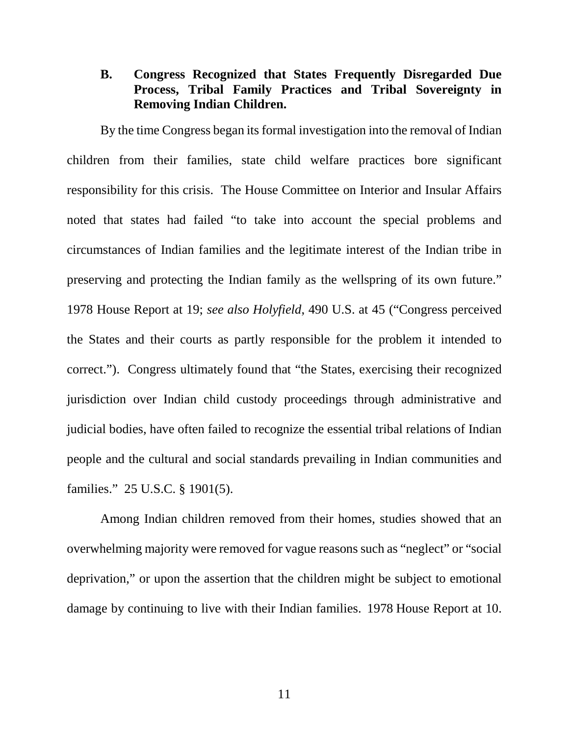### B. Congress Recognized that States Frequently Disregarded Due Process, Tribal Family Practices and Tribal Sovereignty in Removing Indian Children.

By the time Congress began its formal investigation into the removal of Indian children from their families, state child welfare practices bore significant responsibility for this crisis. The House Committee on Interior and Insular Affairs noted that states had failed "to take into account the special problems and circumstances of Indian families and the legitimate interest of the Indian tribe in preserving and protecting the Indian family as the wellspring of its own future." 1978 House Report at 19; *see also Holyfield*, 490 U.S. at 45 ("Congress perceived the States and their courts as partly responsible for the problem it intended to correct."). Congress ultimately found that "the States, exercising their recognized jurisdiction over Indian child custody proceedings through administrative and judicial bodies, have often failed to recognize the essential tribal relations of Indian people and the cultural and social standards prevailing in Indian communities and families." 25 U.S.C. § 1901(5).

Among Indian children removed from their homes, studies showed that an overwhelming majority were removed for vague reasons such as "neglect" or "social deprivation," or upon the assertion that the children might be subject to emotional damage by continuing to live with their Indian families. 1978 House Report at 10.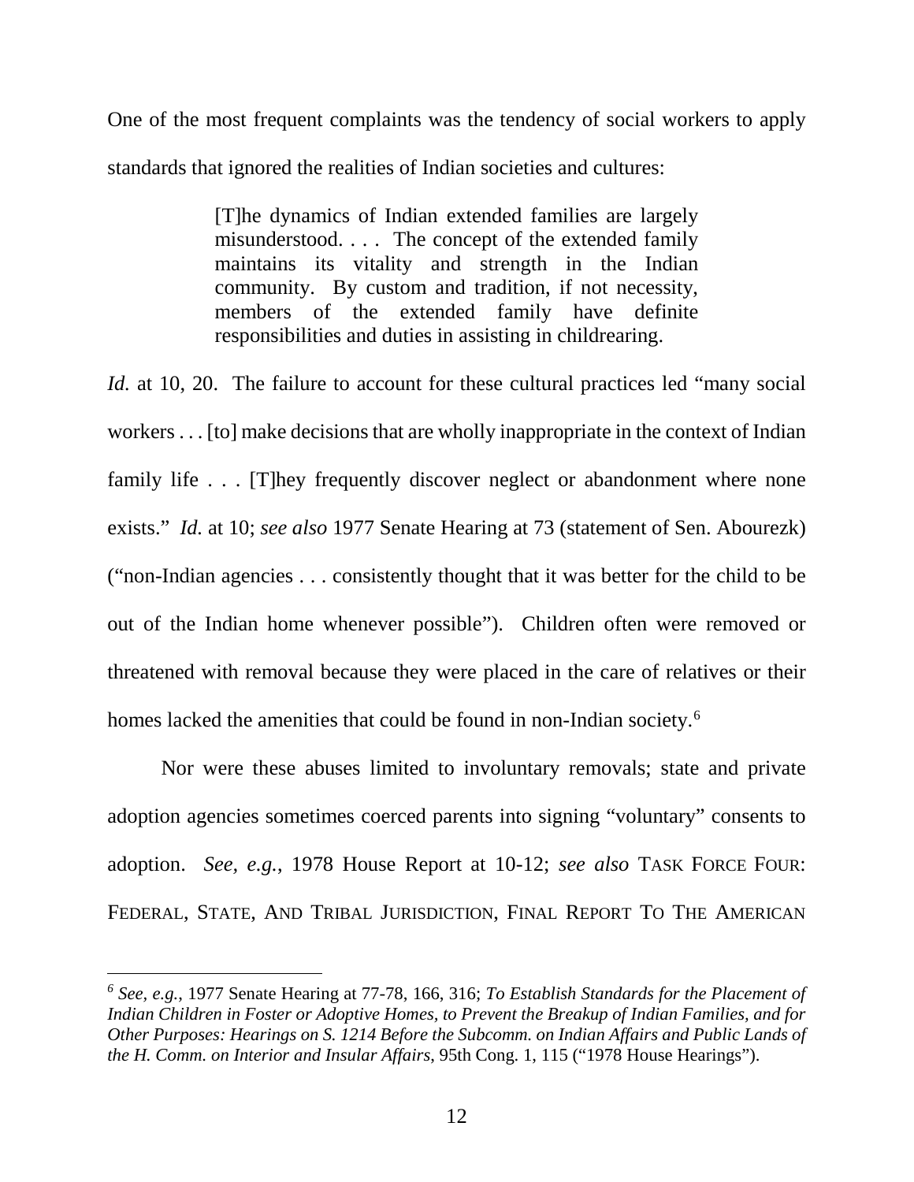One of the most frequent complaints was the tendency of social workers to apply standards that ignored the realities of Indian societies and cultures:

> [T]he dynamics of Indian extended families are largely misunderstood. . . . The concept of the extended family maintains its vitality and strength in the Indian community. By custom and tradition, if not necessity, members of the extended family have definite responsibilities and duties in assisting in childrearing.

*Id.* at 10, 20. The failure to account for these cultural practices led "many social workers . . . [to] make decisions that are wholly inappropriate in the context of Indian family life . . . [T]hey frequently discover neglect or abandonment where none exists." *Id.* at 10; *see also* 1977 Senate Hearing at 73 (statement of Sen. Abourezk) ("non-Indian agencies . . . consistently thought that it was better for the child to be out of the Indian home whenever possible"). Children often were removed or threatened with removal because they were placed in the care of relatives or their homes lacked the amenities that could be found in non-Indian society.[6]

Nor were these abuses limited to involuntary removals; state and private adoption agencies sometimes coerced parents into signing "voluntary" consents to adoption. *See, e.g.*, 1978 House Report at 10-12; *see also* TASK FORCE FOUR: FEDERAL, STATE, AND TRIBAL JURISDICTION, FINAL REPORT TO THE AMERICAN

---

[6] *See, e.g.*, 1977 Senate Hearing at 77-78, 166, 316; *To Establish Standards for the Placement of Indian Children in Foster or Adoptive Homes, to Prevent the Breakup of Indian Families, and for Other Purposes: Hearings on S. 1214 Before the Subcomm. on Indian Affairs and Public Lands of the H. Comm. on Interior and Insular Affairs*, 95th Cong. 1, 115 ("1978 House Hearings").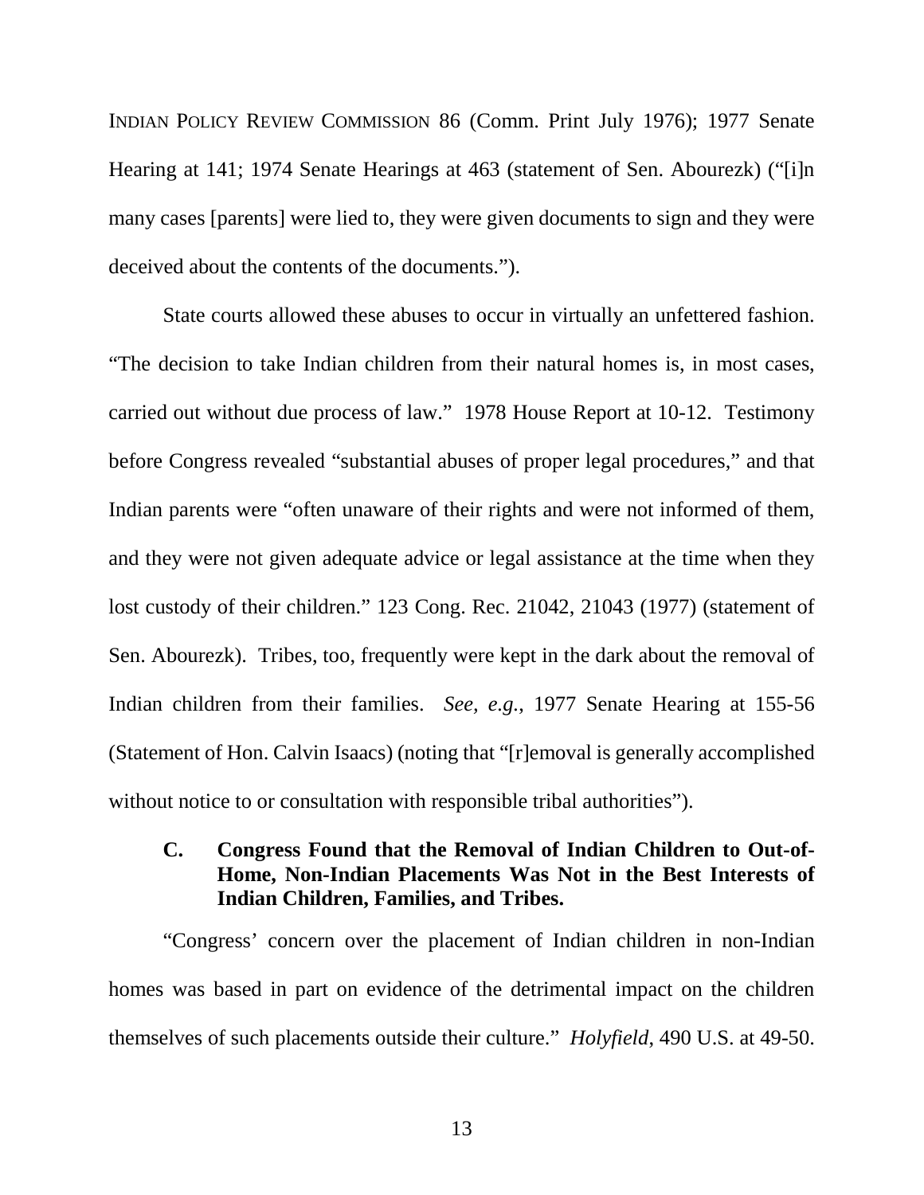INDIAN POLICY REVIEW COMMISSION 86 (Comm. Print July 1976); 1977 Senate Hearing at 141; 1974 Senate Hearings at 463 (statement of Sen. Abourezk) ("[i]n many cases [parents] were lied to, they were given documents to sign and they were deceived about the contents of the documents.").

State courts allowed these abuses to occur in virtually an unfettered fashion. "The decision to take Indian children from their natural homes is, in most cases, carried out without due process of law." 1978 House Report at 10-12. Testimony before Congress revealed "substantial abuses of proper legal procedures," and that Indian parents were "often unaware of their rights and were not informed of them, and they were not given adequate advice or legal assistance at the time when they lost custody of their children." 123 Cong. Rec. 21042, 21043 (1977) (statement of Sen. Abourezk). Tribes, too, frequently were kept in the dark about the removal of Indian children from their families. *See, e.g.*, 1977 Senate Hearing at 155-56 (Statement of Hon. Calvin Isaacs) (noting that "[r]emoval is generally accomplished without notice to or consultation with responsible tribal authorities").

### C. Congress Found that the Removal of Indian Children to Out-of-Home, Non-Indian Placements Was Not in the Best Interests of Indian Children, Families, and Tribes.

"Congress' concern over the placement of Indian children in non-Indian homes was based in part on evidence of the detrimental impact on the children themselves of such placements outside their culture." *Holyfield*, 490 U.S. at 49-50.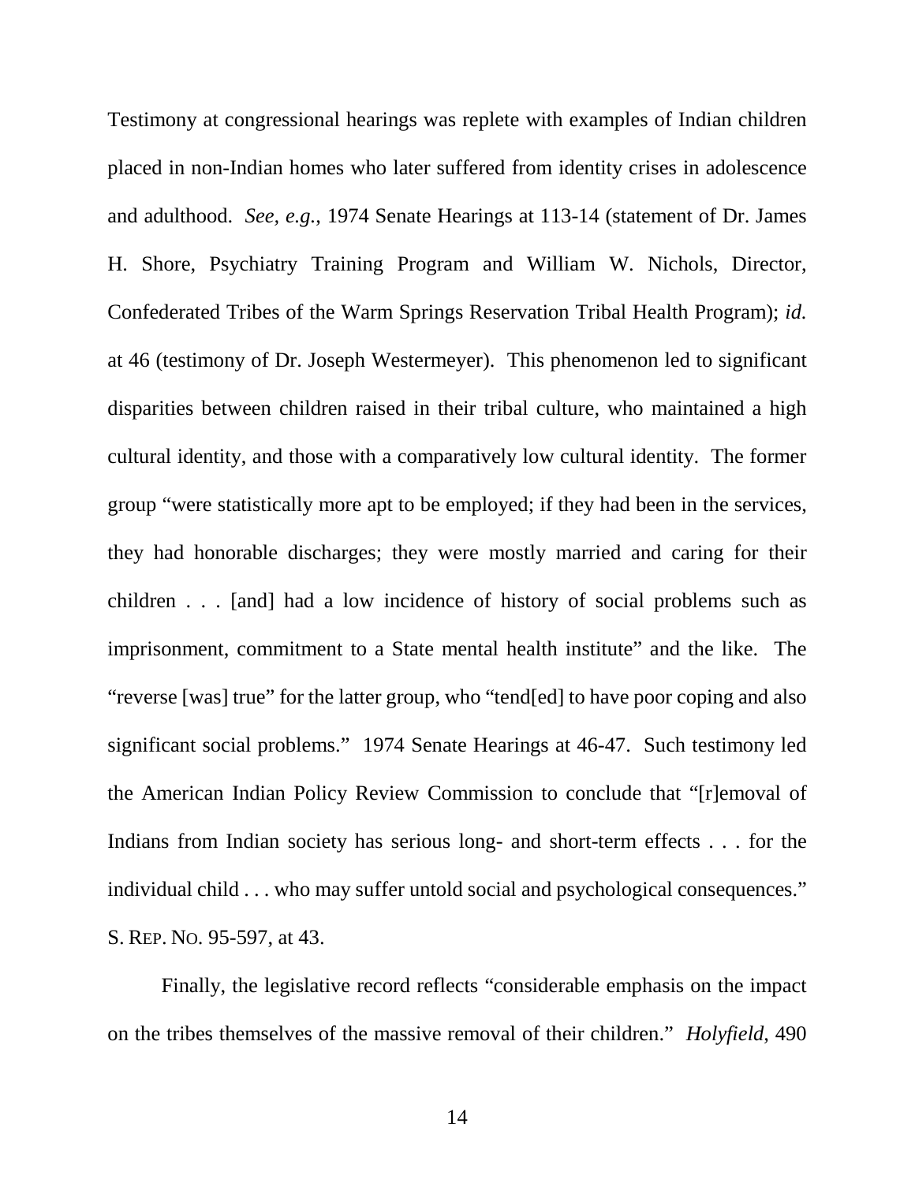Testimony at congressional hearings was replete with examples of Indian children placed in non-Indian homes who later suffered from identity crises in adolescence and adulthood. *See, e.g.*, 1974 Senate Hearings at 113-14 (statement of Dr. James H. Shore, Psychiatry Training Program and William W. Nichols, Director, Confederated Tribes of the Warm Springs Reservation Tribal Health Program); *id.* at 46 (testimony of Dr. Joseph Westermeyer). This phenomenon led to significant disparities between children raised in their tribal culture, who maintained a high cultural identity, and those with a comparatively low cultural identity. The former group "were statistically more apt to be employed; if they had been in the services, they had honorable discharges; they were mostly married and caring for their children . . . [and] had a low incidence of history of social problems such as imprisonment, commitment to a State mental health institute" and the like. The "reverse [was] true" for the latter group, who "tend[ed] to have poor coping and also significant social problems." 1974 Senate Hearings at 46-47. Such testimony led the American Indian Policy Review Commission to conclude that "[r]emoval of Indians from Indian society has serious long- and short-term effects . . . for the individual child . . . who may suffer untold social and psychological consequences." S. REP. NO. 95-597, at 43.

Finally, the legislative record reflects "considerable emphasis on the impact on the tribes themselves of the massive removal of their children." *Holyfield*, 490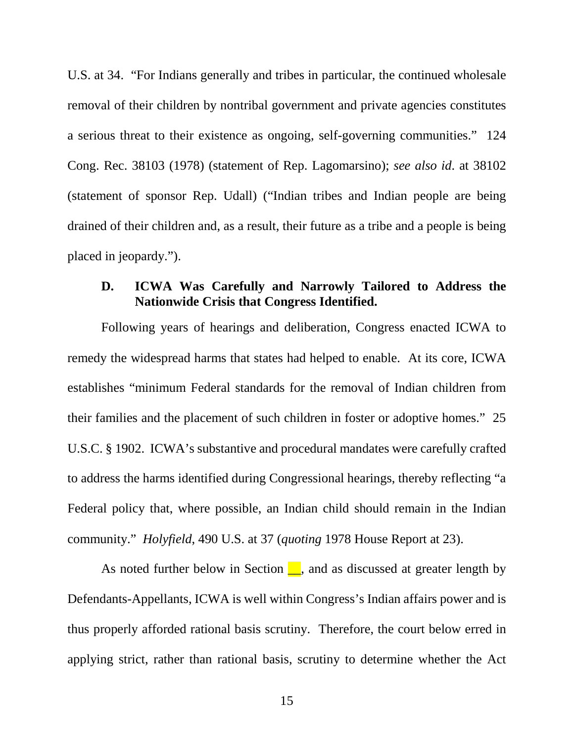U.S. at 34. "For Indians generally and tribes in particular, the continued wholesale removal of their children by nontribal government and private agencies constitutes a serious threat to their existence as ongoing, self-governing communities." 124 Cong. Rec. 38103 (1978) (statement of Rep. Lagomarsino); *see also id.* at 38102 (statement of sponsor Rep. Udall) ("Indian tribes and Indian people are being drained of their children and, as a result, their future as a tribe and a people is being placed in jeopardy.").

### D. ICWA Was Carefully and Narrowly Tailored to Address the Nationwide Crisis that Congress Identified.

Following years of hearings and deliberation, Congress enacted ICWA to remedy the widespread harms that states had helped to enable. At its core, ICWA establishes "minimum Federal standards for the removal of Indian children from their families and the placement of such children in foster or adoptive homes." 25 U.S.C. § 1902. ICWA's substantive and procedural mandates were carefully crafted to address the harms identified during Congressional hearings, thereby reflecting "a Federal policy that, where possible, an Indian child should remain in the Indian community." *Holyfield*, 490 U.S. at 37 (*quoting* 1978 House Report at 23).

As noted further below in Section __, and as discussed at greater length by Defendants-Appellants, ICWA is well within Congress's Indian affairs power and is thus properly afforded rational basis scrutiny. Therefore, the court below erred in applying strict, rather than rational basis, scrutiny to determine whether the Act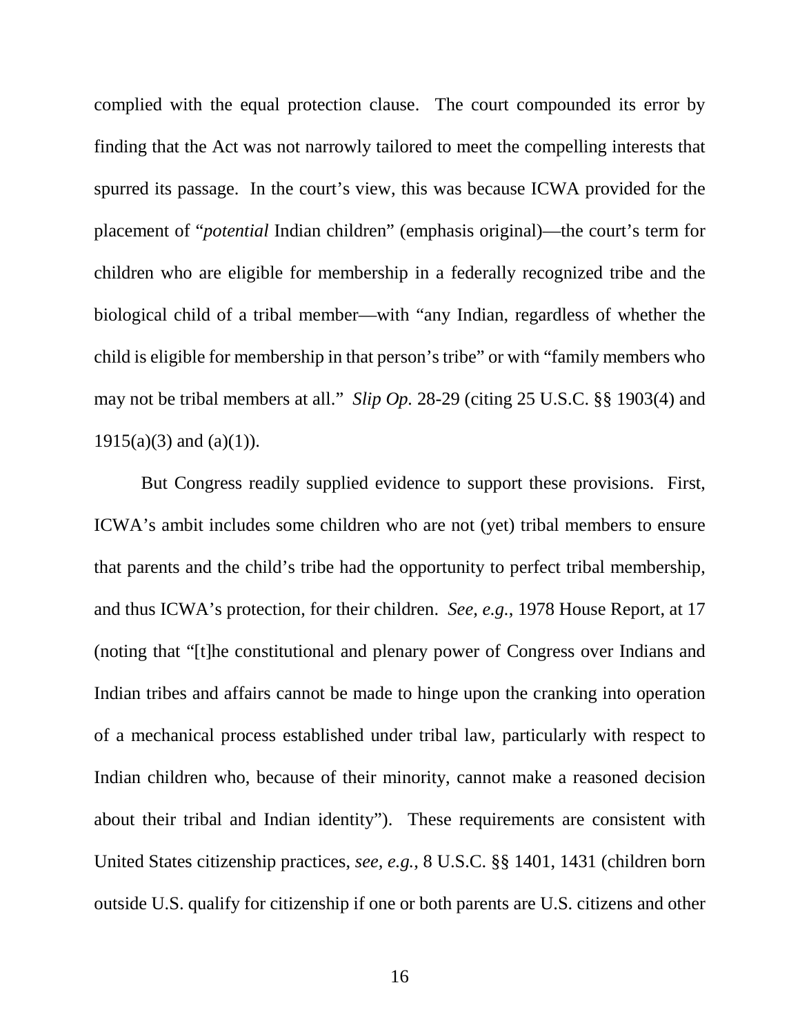complied with the equal protection clause. The court compounded its error by finding that the Act was not narrowly tailored to meet the compelling interests that spurred its passage. In the court's view, this was because ICWA provided for the placement of "*potential* Indian children" (emphasis original)—the court's term for children who are eligible for membership in a federally recognized tribe and the biological child of a tribal member—with "any Indian, regardless of whether the child is eligible for membership in that person's tribe" or with "family members who may not be tribal members at all." *Slip Op.* 28-29 (citing 25 U.S.C. §§ 1903(4) and 1915(a)(3) and (a)(1)).

But Congress readily supplied evidence to support these provisions. First, ICWA's ambit includes some children who are not (yet) tribal members to ensure that parents and the child's tribe had the opportunity to perfect tribal membership, and thus ICWA's protection, for their children. *See, e.g.*, 1978 House Report, at 17 (noting that "[t]he constitutional and plenary power of Congress over Indians and Indian tribes and affairs cannot be made to hinge upon the cranking into operation of a mechanical process established under tribal law, particularly with respect to Indian children who, because of their minority, cannot make a reasoned decision about their tribal and Indian identity"). These requirements are consistent with United States citizenship practices, *see, e.g.*, 8 U.S.C. §§ 1401, 1431 (children born outside U.S. qualify for citizenship if one or both parents are U.S. citizens and other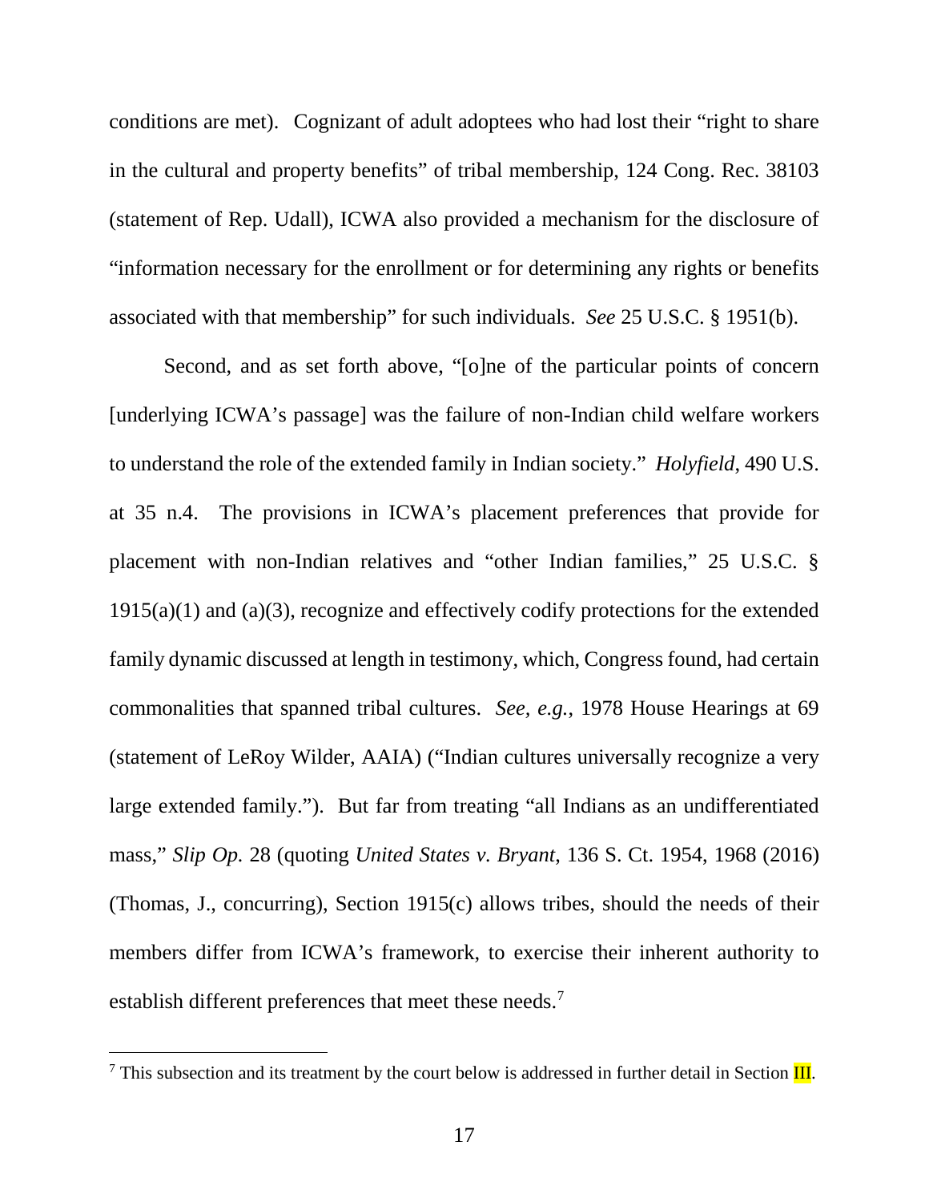conditions are met). Cognizant of adult adoptees who had lost their "right to share in the cultural and property benefits" of tribal membership, 124 Cong. Rec. 38103 (statement of Rep. Udall), ICWA also provided a mechanism for the disclosure of "information necessary for the enrollment or for determining any rights or benefits associated with that membership" for such individuals. *See* 25 U.S.C. § 1951(b).

Second, and as set forth above, "[o]ne of the particular points of concern [underlying ICWA's passage] was the failure of non-Indian child welfare workers to understand the role of the extended family in Indian society." *Holyfield*, 490 U.S. at 35 n.4. The provisions in ICWA's placement preferences that provide for placement with non-Indian relatives and "other Indian families," 25 U.S.C. § 1915(a)(1) and (a)(3), recognize and effectively codify protections for the extended family dynamic discussed at length in testimony, which, Congress found, had certain commonalities that spanned tribal cultures. *See, e.g.*, 1978 House Hearings at 69 (statement of LeRoy Wilder, AAIA) ("Indian cultures universally recognize a very large extended family."). But far from treating "all Indians as an undifferentiated mass," *Slip Op.* 28 (quoting *United States v. Bryant*, 136 S. Ct. 1954, 1968 (2016) (Thomas, J., concurring), Section 1915(c) allows tribes, should the needs of their members differ from ICWA's framework, to exercise their inherent authority to establish different preferences that meet these needs.[7]

---

[7] This subsection and its treatment by the court below is addressed in further detail in Section III.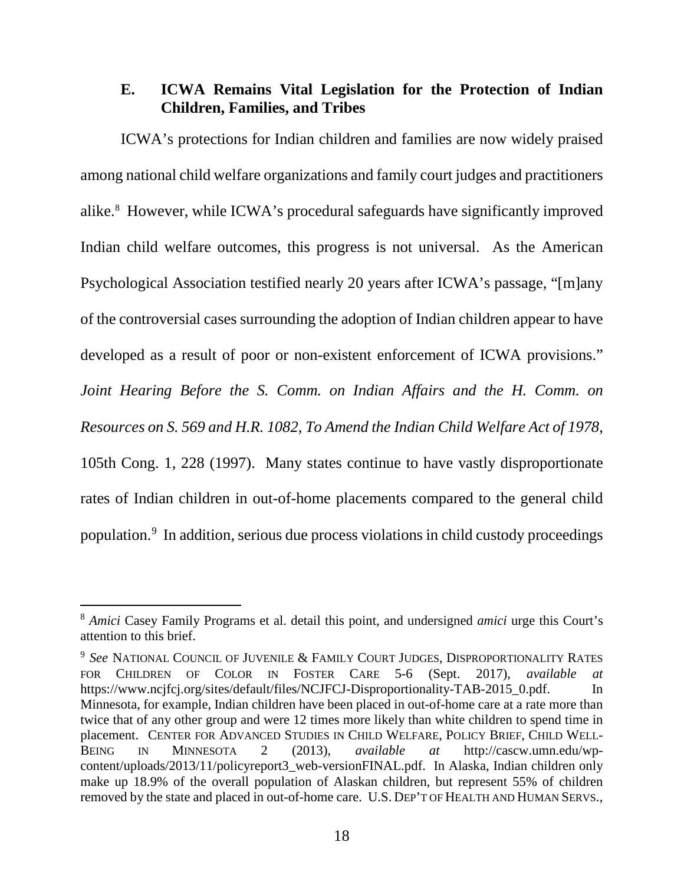### E. ICWA Remains Vital Legislation for the Protection of Indian Children, Families, and Tribes

ICWA's protections for Indian children and families are now widely praised among national child welfare organizations and family court judges and practitioners alike.[8] However, while ICWA's procedural safeguards have significantly improved Indian child welfare outcomes, this progress is not universal. As the American Psychological Association testified nearly 20 years after ICWA's passage, "[m]any of the controversial cases surrounding the adoption of Indian children appear to have developed as a result of poor or non-existent enforcement of ICWA provisions." *Joint Hearing Before the S. Comm. on Indian Affairs and the H. Comm. on Resources on S. 569 and H.R. 1082, To Amend the Indian Child Welfare Act of 1978*, 105th Cong. 1, 228 (1997). Many states continue to have vastly disproportionate rates of Indian children in out-of-home placements compared to the general child population.[9] In addition, serious due process violations in child custody proceedings

---

[8] *Amici* Casey Family Programs et al. detail this point, and undersigned *amici* urge this Court's attention to this brief.

[9] *See* NATIONAL COUNCIL OF JUVENILE & FAMILY COURT JUDGES, DISPROPORTIONALITY RATES FOR CHILDREN OF COLOR IN FOSTER CARE 5-6 (Sept. 2017), *available at* https://www.ncjfcj.org/sites/default/files/NCJFCJ-Disproportionality-TAB-2015_0.pdf. In Minnesota, for example, Indian children have been placed in out-of-home care at a rate more than twice that of any other group and were 12 times more likely than white children to spend time in placement. CENTER FOR ADVANCED STUDIES IN CHILD WELFARE, POLICY BRIEF, CHILD WELL-BEING IN MINNESOTA 2 (2013), *available at* http://cascw.umn.edu/wp-content/uploads/2013/11/policyreport3_web-versionFINAL.pdf. In Alaska, Indian children only make up 18.9% of the overall population of Alaskan children, but represent 55% of children removed by the state and placed in out-of-home care. U.S. DEP'T OF HEALTH AND HUMAN SERVS.,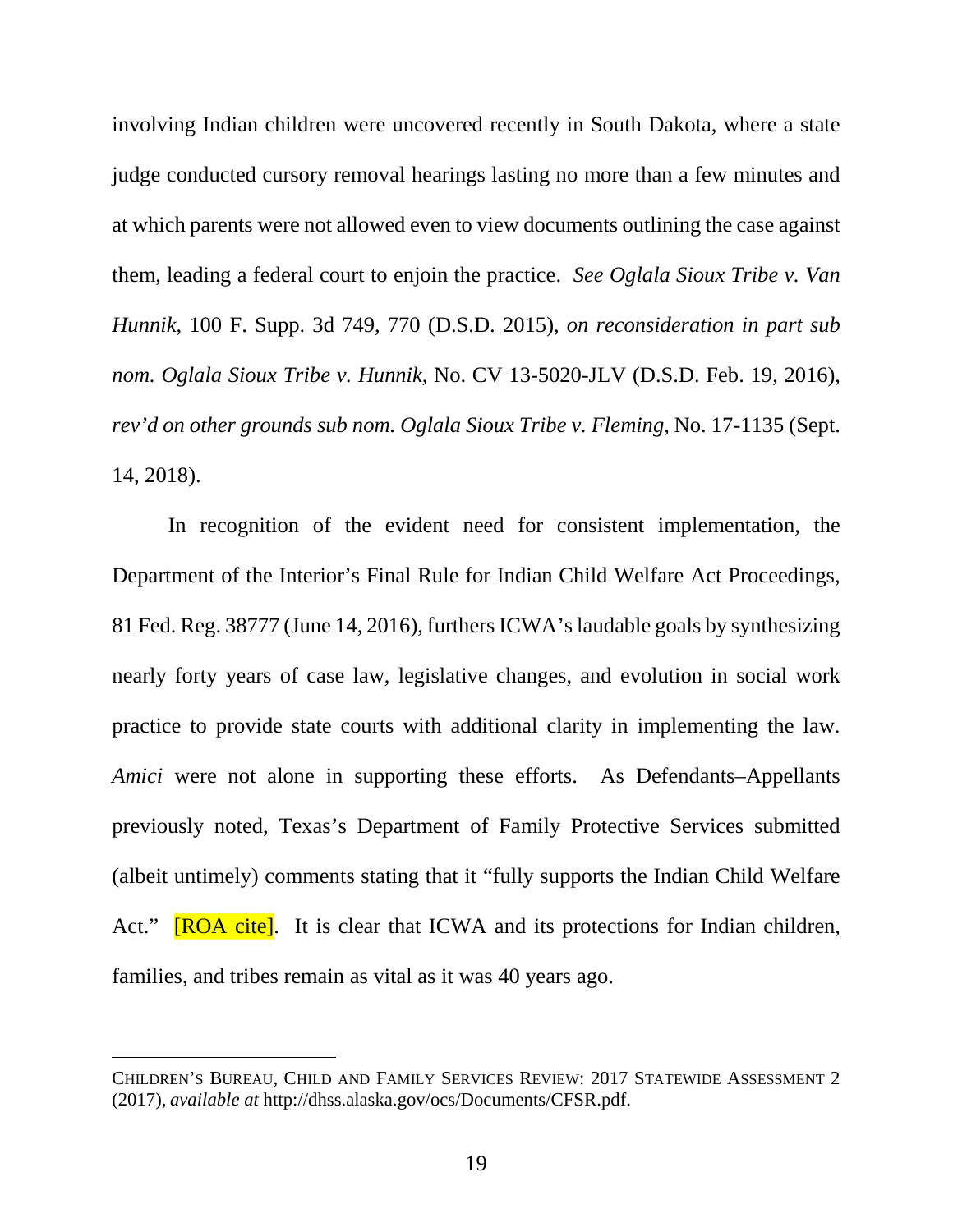involving Indian children were uncovered recently in South Dakota, where a state judge conducted cursory removal hearings lasting no more than a few minutes and at which parents were not allowed even to view documents outlining the case against them, leading a federal court to enjoin the practice. *See Oglala Sioux Tribe v. Van Hunnik*, 100 F. Supp. 3d 749, 770 (D.S.D. 2015), *on reconsideration in part sub nom. Oglala Sioux Tribe v. Hunnik*, No. CV 13-5020-JLV (D.S.D. Feb. 19, 2016), *rev'd on other grounds sub nom. Oglala Sioux Tribe v. Fleming*, No. 17-1135 (Sept. 14, 2018).

In recognition of the evident need for consistent implementation, the Department of the Interior's Final Rule for Indian Child Welfare Act Proceedings, 81 Fed. Reg. 38777 (June 14, 2016), furthers ICWA's laudable goals by synthesizing nearly forty years of case law, legislative changes, and evolution in social work practice to provide state courts with additional clarity in implementing the law. *Amici* were not alone in supporting these efforts. As Defendants–Appellants previously noted, Texas's Department of Family Protective Services submitted (albeit untimely) comments stating that it "fully supports the Indian Child Welfare Act." [ROA cite]. It is clear that ICWA and its protections for Indian children, families, and tribes remain as vital as it was 40 years ago.

---

CHILDREN'S BUREAU, CHILD AND FAMILY SERVICES REVIEW: 2017 STATEWIDE ASSESSMENT 2 (2017), *available at* http://dhss.alaska.gov/ocs/Documents/CFSR.pdf.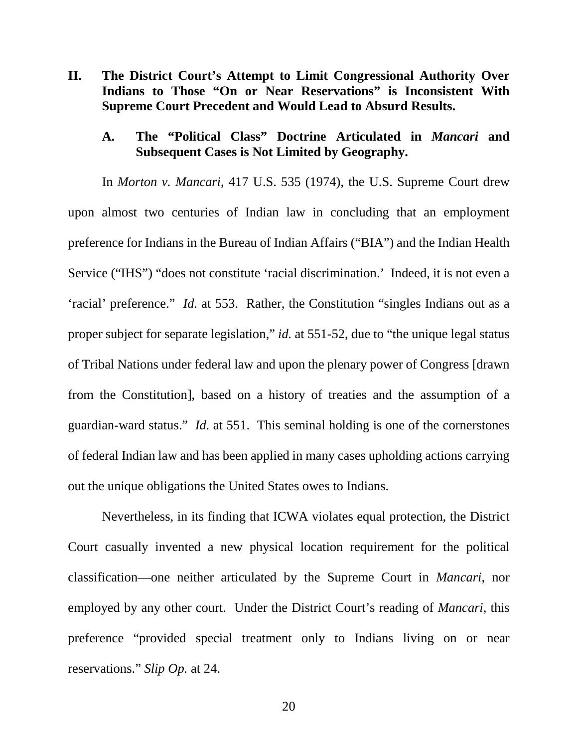## II. The District Court's Attempt to Limit Congressional Authority Over Indians to Those "On or Near Reservations" is Inconsistent With Supreme Court Precedent and Would Lead to Absurd Results.

### A. The "Political Class" Doctrine Articulated in *Mancari* and Subsequent Cases is Not Limited by Geography.

In *Morton v. Mancari*, 417 U.S. 535 (1974), the U.S. Supreme Court drew upon almost two centuries of Indian law in concluding that an employment preference for Indians in the Bureau of Indian Affairs ("BIA") and the Indian Health Service ("IHS") "does not constitute 'racial discrimination.' Indeed, it is not even a 'racial' preference." *Id.* at 553. Rather, the Constitution "singles Indians out as a proper subject for separate legislation," *id.* at 551-52, due to "the unique legal status of Tribal Nations under federal law and upon the plenary power of Congress [drawn from the Constitution], based on a history of treaties and the assumption of a guardian-ward status." *Id.* at 551. This seminal holding is one of the cornerstones of federal Indian law and has been applied in many cases upholding actions carrying out the unique obligations the United States owes to Indians.

Nevertheless, in its finding that ICWA violates equal protection, the District Court casually invented a new physical location requirement for the political classification—one neither articulated by the Supreme Court in *Mancari*, nor employed by any other court. Under the District Court's reading of *Mancari*, this preference "provided special treatment only to Indians living on or near reservations." *Slip Op.* at 24.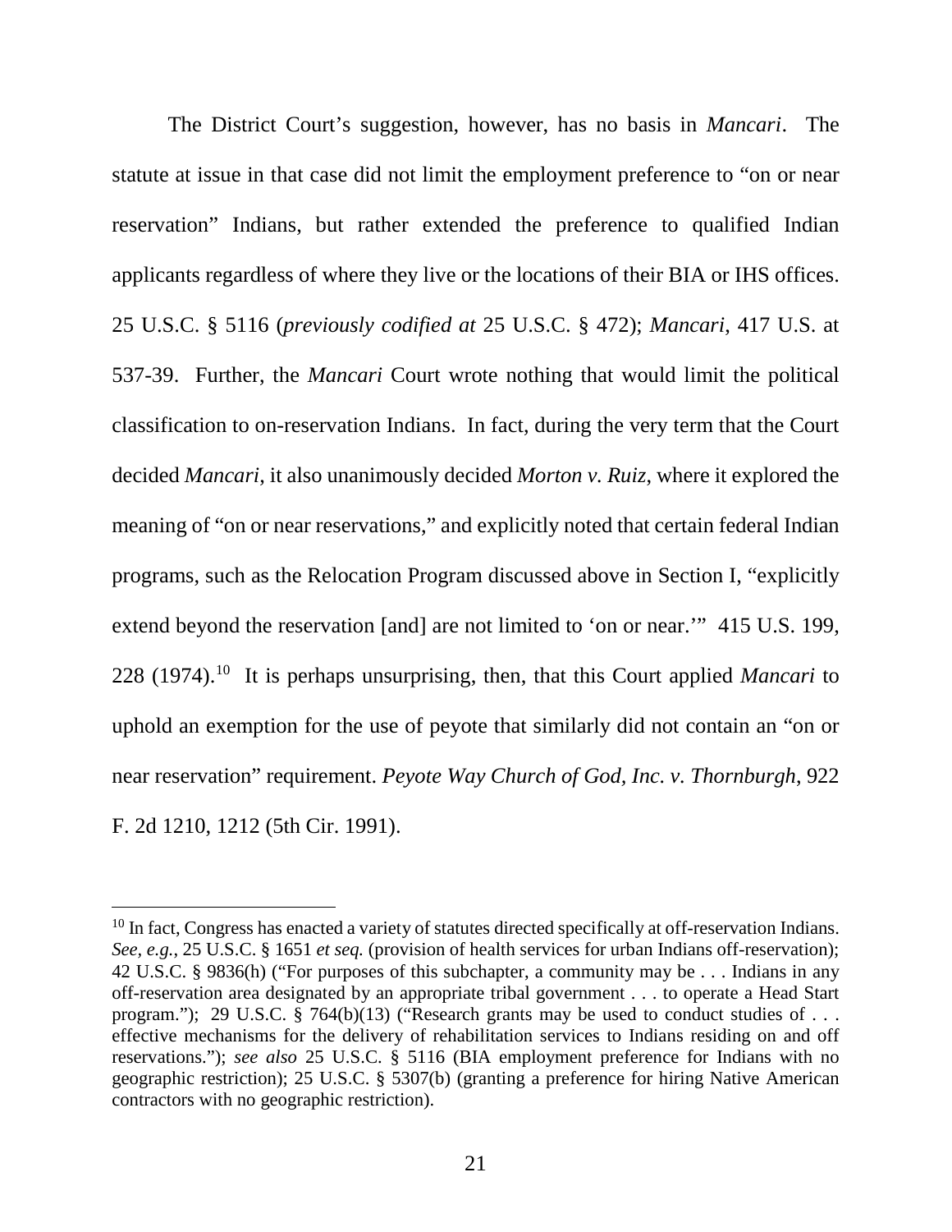The District Court's suggestion, however, has no basis in *Mancari*. The statute at issue in that case did not limit the employment preference to "on or near reservation" Indians, but rather extended the preference to qualified Indian applicants regardless of where they live or the locations of their BIA or IHS offices. 25 U.S.C. § 5116 (*previously codified at* 25 U.S.C. § 472); *Mancari*, 417 U.S. at 537-39. Further, the *Mancari* Court wrote nothing that would limit the political classification to on-reservation Indians. In fact, during the very term that the Court decided *Mancari*, it also unanimously decided *Morton v. Ruiz*, where it explored the meaning of "on or near reservations," and explicitly noted that certain federal Indian programs, such as the Relocation Program discussed above in Section I, "explicitly extend beyond the reservation [and] are not limited to 'on or near.'" 415 U.S. 199, 228 (1974).[10] It is perhaps unsurprising, then, that this Court applied *Mancari* to uphold an exemption for the use of peyote that similarly did not contain an "on or near reservation" requirement. *Peyote Way Church of God, Inc. v. Thornburgh*, 922 F. 2d 1210, 1212 (5th Cir. 1991).

[10] In fact, Congress has enacted a variety of statutes directed specifically at off-reservation Indians. *See, e.g.*, 25 U.S.C. § 1651 *et seq.* (provision of health services for urban Indians off-reservation); 42 U.S.C. § 9836(h) ("For purposes of this subchapter, a community may be . . . Indians in any off-reservation area designated by an appropriate tribal government . . . to operate a Head Start program."); 29 U.S.C. § 764(b)(13) ("Research grants may be used to conduct studies of . . . effective mechanisms for the delivery of rehabilitation services to Indians residing on and off reservations."); *see also* 25 U.S.C. § 5116 (BIA employment preference for Indians with no geographic restriction); 25 U.S.C. § 5307(b) (granting a preference for hiring Native American contractors with no geographic restriction).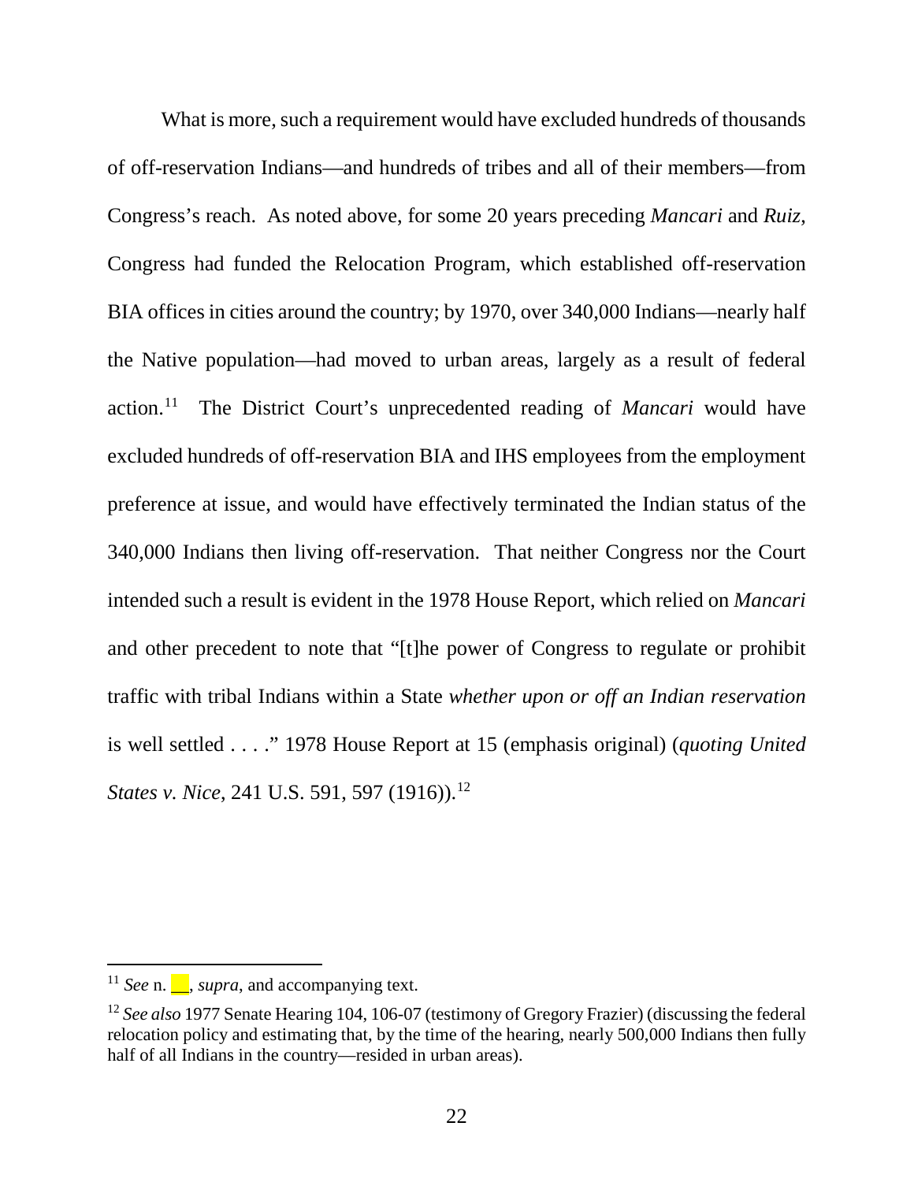What is more, such a requirement would have excluded hundreds of thousands of off-reservation Indians—and hundreds of tribes and all of their members—from Congress's reach. As noted above, for some 20 years preceding *Mancari* and *Ruiz*, Congress had funded the Relocation Program, which established off-reservation BIA offices in cities around the country; by 1970, over 340,000 Indians—nearly half the Native population—had moved to urban areas, largely as a result of federal action.[11] The District Court's unprecedented reading of *Mancari* would have excluded hundreds of off-reservation BIA and IHS employees from the employment preference at issue, and would have effectively terminated the Indian status of the 340,000 Indians then living off-reservation. That neither Congress nor the Court intended such a result is evident in the 1978 House Report, which relied on *Mancari* and other precedent to note that "[t]he power of Congress to regulate or prohibit traffic with tribal Indians within a State *whether upon or off an Indian reservation* is well settled . . . ." 1978 House Report at 15 (emphasis original) (*quoting United States v. Nice*, 241 U.S. 591, 597 (1916)).[12]

---

[11] *See* n. __, *supra*, and accompanying text.

[12] *See also* 1977 Senate Hearing 104, 106-07 (testimony of Gregory Frazier) (discussing the federal relocation policy and estimating that, by the time of the hearing, nearly 500,000 Indians then fully half of all Indians in the country—resided in urban areas).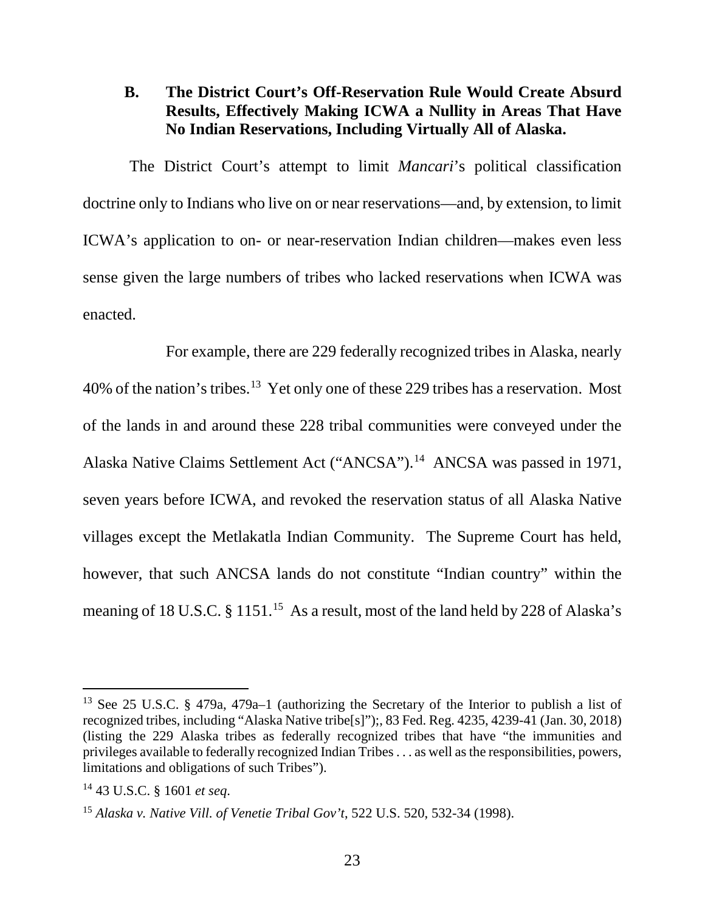### B. The District Court's Off-Reservation Rule Would Create Absurd Results, Effectively Making ICWA a Nullity in Areas That Have No Indian Reservations, Including Virtually All of Alaska.

The District Court's attempt to limit *Mancari*'s political classification doctrine only to Indians who live on or near reservations—and, by extension, to limit ICWA's application to on- or near-reservation Indian children—makes even less sense given the large numbers of tribes who lacked reservations when ICWA was enacted.

For example, there are 229 federally recognized tribes in Alaska, nearly 40% of the nation's tribes.[13] Yet only one of these 229 tribes has a reservation. Most of the lands in and around these 228 tribal communities were conveyed under the Alaska Native Claims Settlement Act ("ANCSA").[14] ANCSA was passed in 1971, seven years before ICWA, and revoked the reservation status of all Alaska Native villages except the Metlakatla Indian Community. The Supreme Court has held, however, that such ANCSA lands do not constitute "Indian country" within the meaning of 18 U.S.C. § 1151.[15] As a result, most of the land held by 228 of Alaska's

---

[13] See 25 U.S.C. § 479a, 479a–1 (authorizing the Secretary of the Interior to publish a list of recognized tribes, including "Alaska Native tribe[s]");, 83 Fed. Reg. 4235, 4239-41 (Jan. 30, 2018) (listing the 229 Alaska tribes as federally recognized tribes that have "the immunities and privileges available to federally recognized Indian Tribes . . . as well as the responsibilities, powers, limitations and obligations of such Tribes").

[14] 43 U.S.C. § 1601 *et seq*.

[15] *Alaska v. Native Vill. of Venetie Tribal Gov't*, 522 U.S. 520, 532-34 (1998).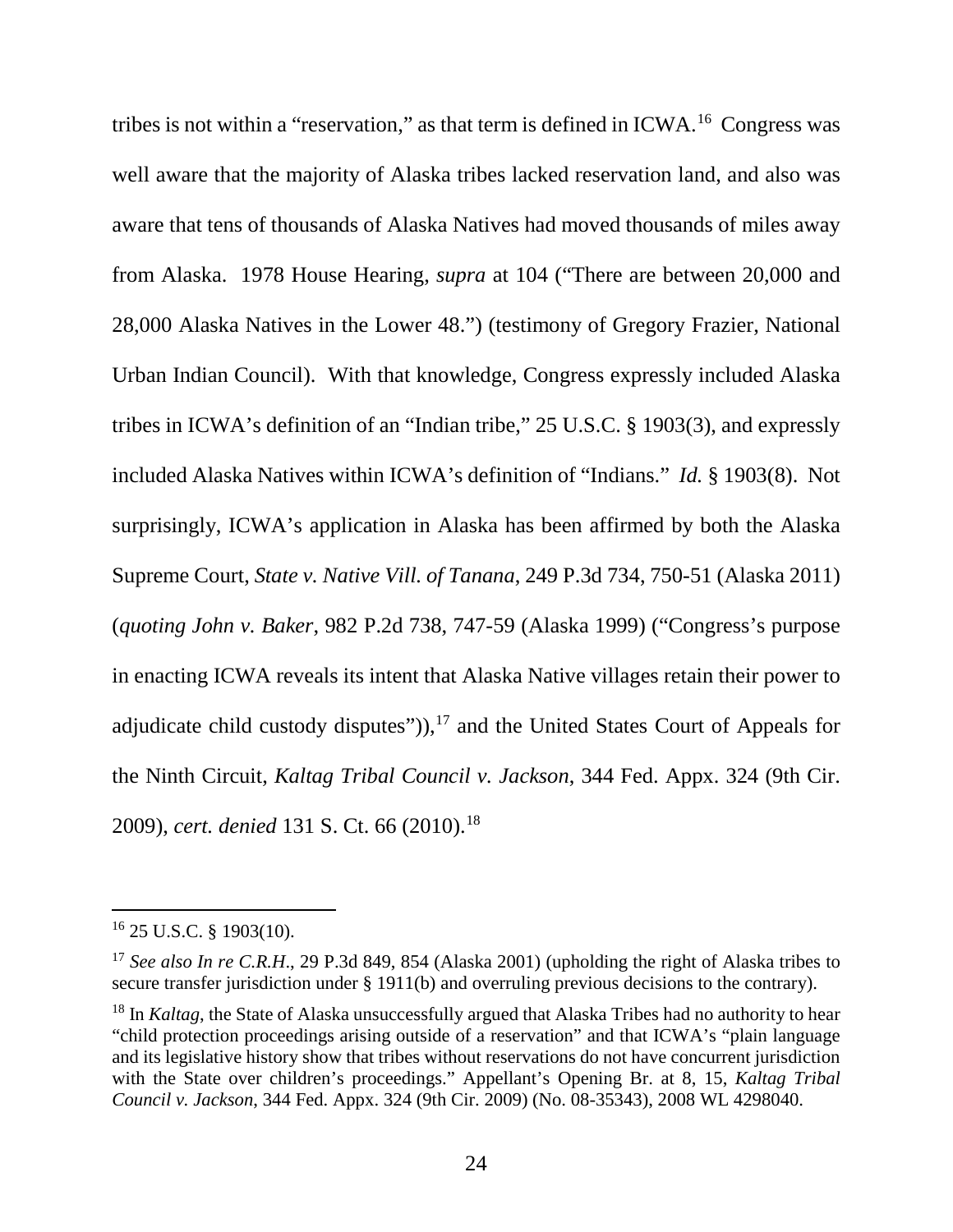tribes is not within a "reservation," as that term is defined in ICWA.[16] Congress was well aware that the majority of Alaska tribes lacked reservation land, and also was aware that tens of thousands of Alaska Natives had moved thousands of miles away from Alaska. 1978 House Hearing, *supra* at 104 ("There are between 20,000 and 28,000 Alaska Natives in the Lower 48.") (testimony of Gregory Frazier, National Urban Indian Council). With that knowledge, Congress expressly included Alaska tribes in ICWA's definition of an "Indian tribe," 25 U.S.C. § 1903(3), and expressly included Alaska Natives within ICWA's definition of "Indians." *Id.* § 1903(8). Not surprisingly, ICWA's application in Alaska has been affirmed by both the Alaska Supreme Court, *State v. Native Vill. of Tanana*, 249 P.3d 734, 750-51 (Alaska 2011) (*quoting John v. Baker*, 982 P.2d 738, 747-59 (Alaska 1999) ("Congress's purpose in enacting ICWA reveals its intent that Alaska Native villages retain their power to adjudicate child custody disputes")),[17] and the United States Court of Appeals for the Ninth Circuit, *Kaltag Tribal Council v. Jackson*, 344 Fed. Appx. 324 (9th Cir. 2009), *cert. denied* 131 S. Ct. 66 (2010).[18]

---

[16] 25 U.S.C. § 1903(10).

[17] *See also In re C.R.H*., 29 P.3d 849, 854 (Alaska 2001) (upholding the right of Alaska tribes to secure transfer jurisdiction under § 1911(b) and overruling previous decisions to the contrary).

[18] In *Kaltag*, the State of Alaska unsuccessfully argued that Alaska Tribes had no authority to hear "child protection proceedings arising outside of a reservation" and that ICWA's "plain language and its legislative history show that tribes without reservations do not have concurrent jurisdiction with the State over children's proceedings." Appellant's Opening Br. at 8, 15, *Kaltag Tribal Council v. Jackson*, 344 Fed. Appx. 324 (9th Cir. 2009) (No. 08-35343), 2008 WL 4298040.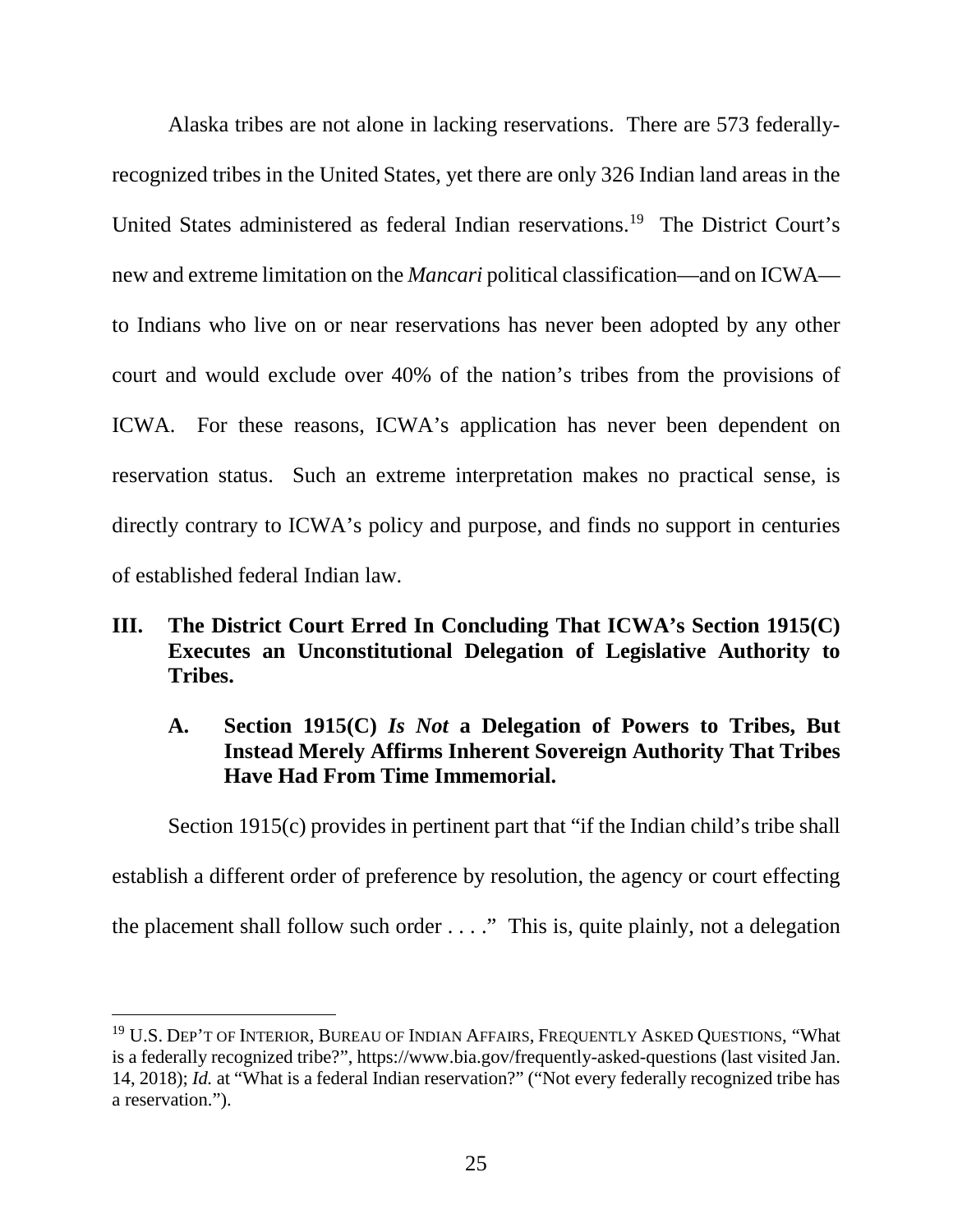Alaska tribes are not alone in lacking reservations. There are 573 federally-recognized tribes in the United States, yet there are only 326 Indian land areas in the United States administered as federal Indian reservations.[19] The District Court's new and extreme limitation on the *Mancari* political classification—and on ICWA—to Indians who live on or near reservations has never been adopted by any other court and would exclude over 40% of the nation's tribes from the provisions of ICWA. For these reasons, ICWA's application has never been dependent on reservation status. Such an extreme interpretation makes no practical sense, is directly contrary to ICWA's policy and purpose, and finds no support in centuries of established federal Indian law.

## III. The District Court Erred In Concluding That ICWA's Section 1915(C) Executes an Unconstitutional Delegation of Legislative Authority to Tribes.

### A. Section 1915(C) *Is Not* a Delegation of Powers to Tribes, But Instead Merely Affirms Inherent Sovereign Authority That Tribes Have Had From Time Immemorial.

Section 1915(c) provides in pertinent part that "if the Indian child's tribe shall establish a different order of preference by resolution, the agency or court effecting the placement shall follow such order . . . ." This is, quite plainly, not a delegation

---

[19] U.S. DEP'T OF INTERIOR, BUREAU OF INDIAN AFFAIRS, FREQUENTLY ASKED QUESTIONS, "What is a federally recognized tribe?", https://www.bia.gov/frequently-asked-questions (last visited Jan. 14, 2018); *Id.* at "What is a federal Indian reservation?" ("Not every federally recognized tribe has a reservation.").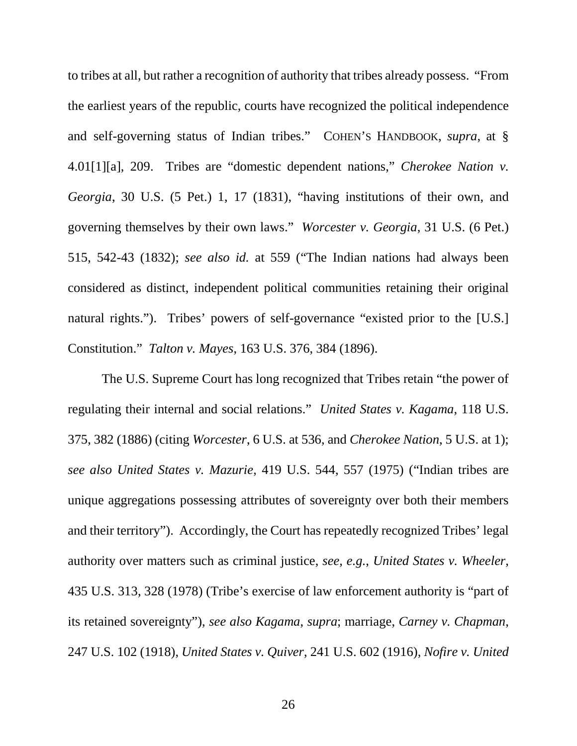to tribes at all, but rather a recognition of authority that tribes already possess. "From the earliest years of the republic, courts have recognized the political independence and self-governing status of Indian tribes." COHEN'S HANDBOOK, *supra*, at § 4.01[1][a], 209. Tribes are "domestic dependent nations," *Cherokee Nation v. Georgia*, 30 U.S. (5 Pet.) 1, 17 (1831), "having institutions of their own, and governing themselves by their own laws." *Worcester v. Georgia*, 31 U.S. (6 Pet.) 515, 542-43 (1832); *see also id.* at 559 ("The Indian nations had always been considered as distinct, independent political communities retaining their original natural rights."). Tribes' powers of self-governance "existed prior to the [U.S.] Constitution." *Talton v. Mayes*, 163 U.S. 376, 384 (1896).

The U.S. Supreme Court has long recognized that Tribes retain "the power of regulating their internal and social relations." *United States v. Kagama*, 118 U.S. 375, 382 (1886) (citing *Worcester*, 6 U.S. at 536, and *Cherokee Nation*, 5 U.S. at 1); *see also United States v. Mazurie*, 419 U.S. 544, 557 (1975) ("Indian tribes are unique aggregations possessing attributes of sovereignty over both their members and their territory"). Accordingly, the Court has repeatedly recognized Tribes' legal authority over matters such as criminal justice, *see, e.g.*, *United States v. Wheeler*, 435 U.S. 313, 328 (1978) (Tribe's exercise of law enforcement authority is "part of its retained sovereignty"), *see also Kagama*, *supra*; marriage, *Carney v. Chapman*, 247 U.S. 102 (1918), *United States v. Quiver*, 241 U.S. 602 (1916), *Nofire v. United*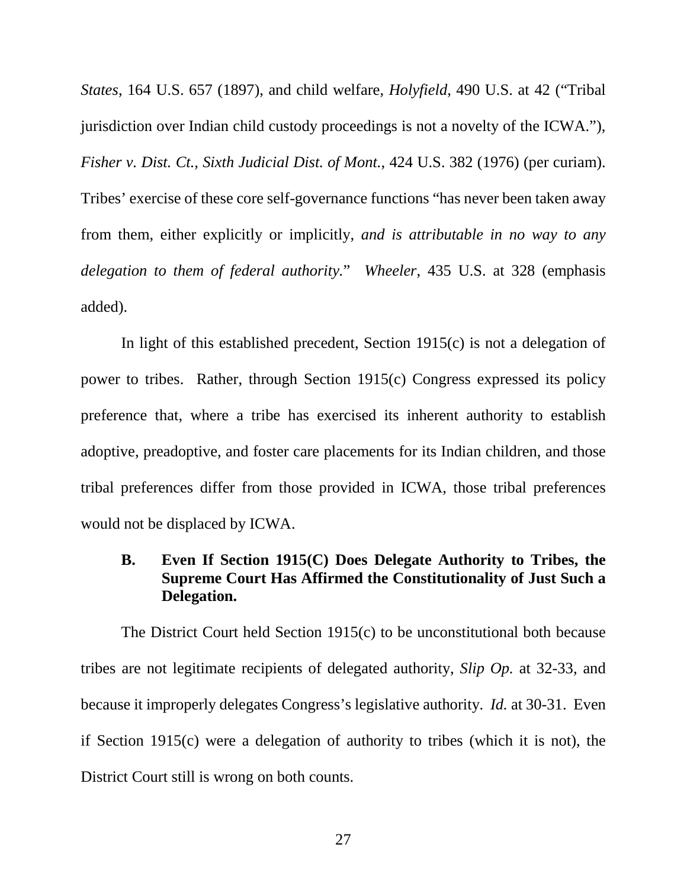*States*, 164 U.S. 657 (1897), and child welfare, *Holyfield*, 490 U.S. at 42 ("Tribal jurisdiction over Indian child custody proceedings is not a novelty of the ICWA."), *Fisher v. Dist. Ct., Sixth Judicial Dist. of Mont.*, 424 U.S. 382 (1976) (per curiam). Tribes' exercise of these core self-governance functions "has never been taken away from them, either explicitly or implicitly, *and is attributable in no way to any delegation to them of federal authority*." *Wheeler*, 435 U.S. at 328 (emphasis added).

In light of this established precedent, Section 1915(c) is not a delegation of power to tribes. Rather, through Section 1915(c) Congress expressed its policy preference that, where a tribe has exercised its inherent authority to establish adoptive, preadoptive, and foster care placements for its Indian children, and those tribal preferences differ from those provided in ICWA, those tribal preferences would not be displaced by ICWA.

### B. Even If Section 1915(C) Does Delegate Authority to Tribes, the Supreme Court Has Affirmed the Constitutionality of Just Such a Delegation.

The District Court held Section 1915(c) to be unconstitutional both because tribes are not legitimate recipients of delegated authority, *Slip Op.* at 32-33, and because it improperly delegates Congress's legislative authority. *Id.* at 30-31. Even if Section 1915(c) were a delegation of authority to tribes (which it is not), the District Court still is wrong on both counts.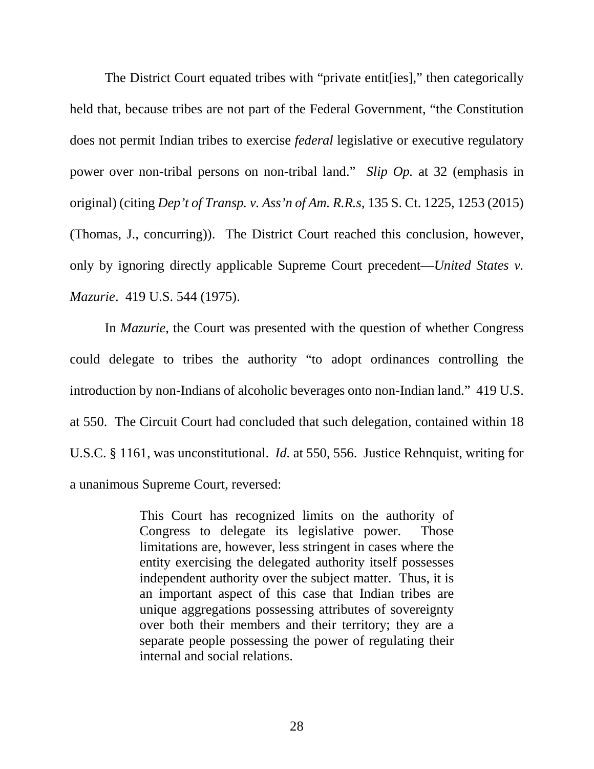The District Court equated tribes with "private entit[ies]," then categorically held that, because tribes are not part of the Federal Government, "the Constitution does not permit Indian tribes to exercise *federal* legislative or executive regulatory power over non-tribal persons on non-tribal land." *Slip Op.* at 32 (emphasis in original) (citing *Dep't of Transp. v. Ass'n of Am. R.R.s*, 135 S. Ct. 1225, 1253 (2015) (Thomas, J., concurring)). The District Court reached this conclusion, however, only by ignoring directly applicable Supreme Court precedent—*United States v. Mazurie*. 419 U.S. 544 (1975).

In *Mazurie*, the Court was presented with the question of whether Congress could delegate to tribes the authority "to adopt ordinances controlling the introduction by non-Indians of alcoholic beverages onto non-Indian land." 419 U.S. at 550. The Circuit Court had concluded that such delegation, contained within 18 U.S.C. § 1161, was unconstitutional. *Id.* at 550, 556. Justice Rehnquist, writing for a unanimous Supreme Court, reversed:

> This Court has recognized limits on the authority of Congress to delegate its legislative power. Those limitations are, however, less stringent in cases where the entity exercising the delegated authority itself possesses independent authority over the subject matter. Thus, it is an important aspect of this case that Indian tribes are unique aggregations possessing attributes of sovereignty over both their members and their territory; they are a separate people possessing the power of regulating their internal and social relations.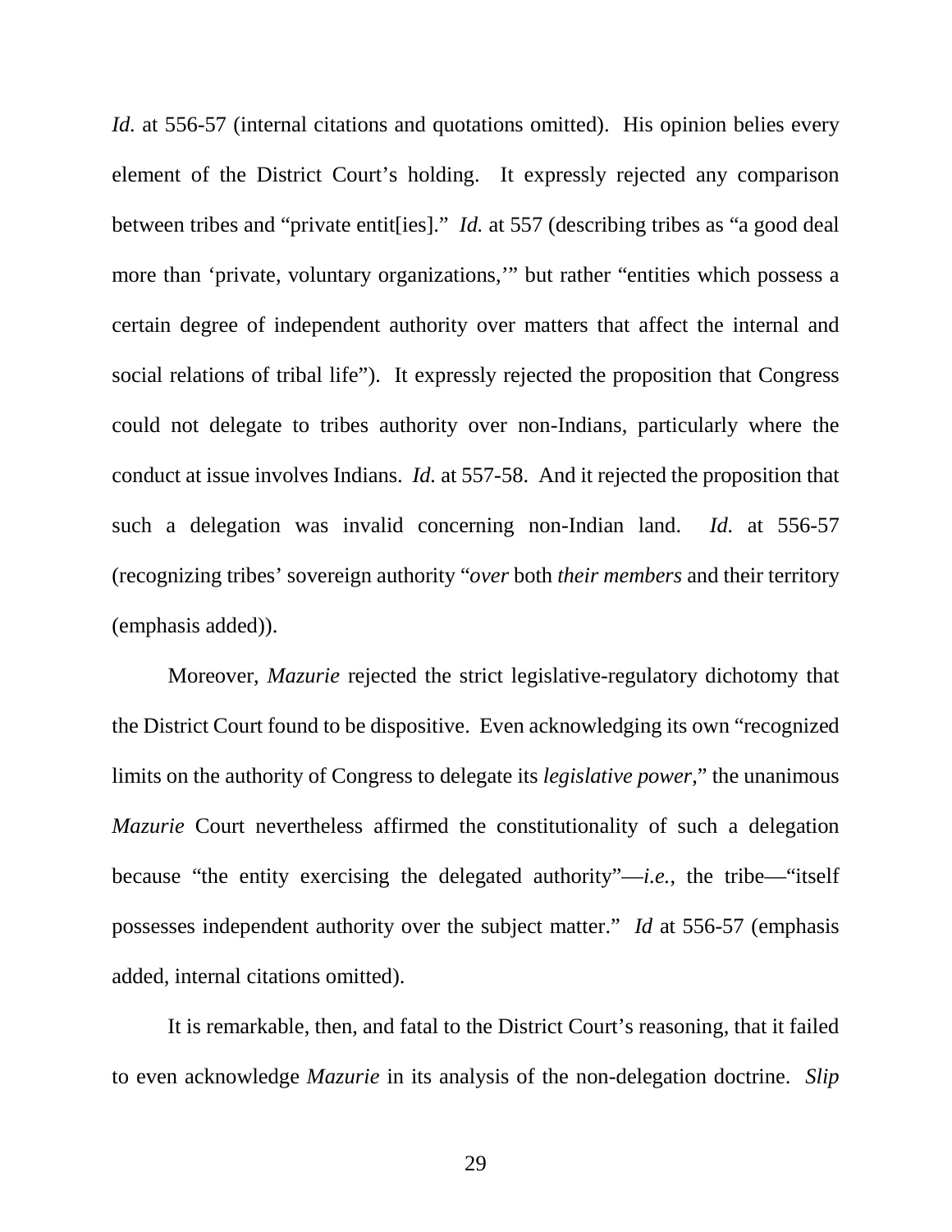*Id.* at 556-57 (internal citations and quotations omitted). His opinion belies every element of the District Court's holding. It expressly rejected any comparison between tribes and "private entit[ies]." *Id.* at 557 (describing tribes as "a good deal more than 'private, voluntary organizations,'" but rather "entities which possess a certain degree of independent authority over matters that affect the internal and social relations of tribal life"). It expressly rejected the proposition that Congress could not delegate to tribes authority over non-Indians, particularly where the conduct at issue involves Indians. *Id.* at 557-58. And it rejected the proposition that such a delegation was invalid concerning non-Indian land. *Id.* at 556-57 (recognizing tribes' sovereign authority "*over* both *their members* and their territory (emphasis added)).

Moreover, *Mazurie* rejected the strict legislative-regulatory dichotomy that the District Court found to be dispositive. Even acknowledging its own "recognized limits on the authority of Congress to delegate its *legislative power*," the unanimous *Mazurie* Court nevertheless affirmed the constitutionality of such a delegation because "the entity exercising the delegated authority"—*i.e.*, the tribe—"itself possesses independent authority over the subject matter." *Id* at 556-57 (emphasis added, internal citations omitted).

It is remarkable, then, and fatal to the District Court's reasoning, that it failed to even acknowledge *Mazurie* in its analysis of the non-delegation doctrine. *Slip*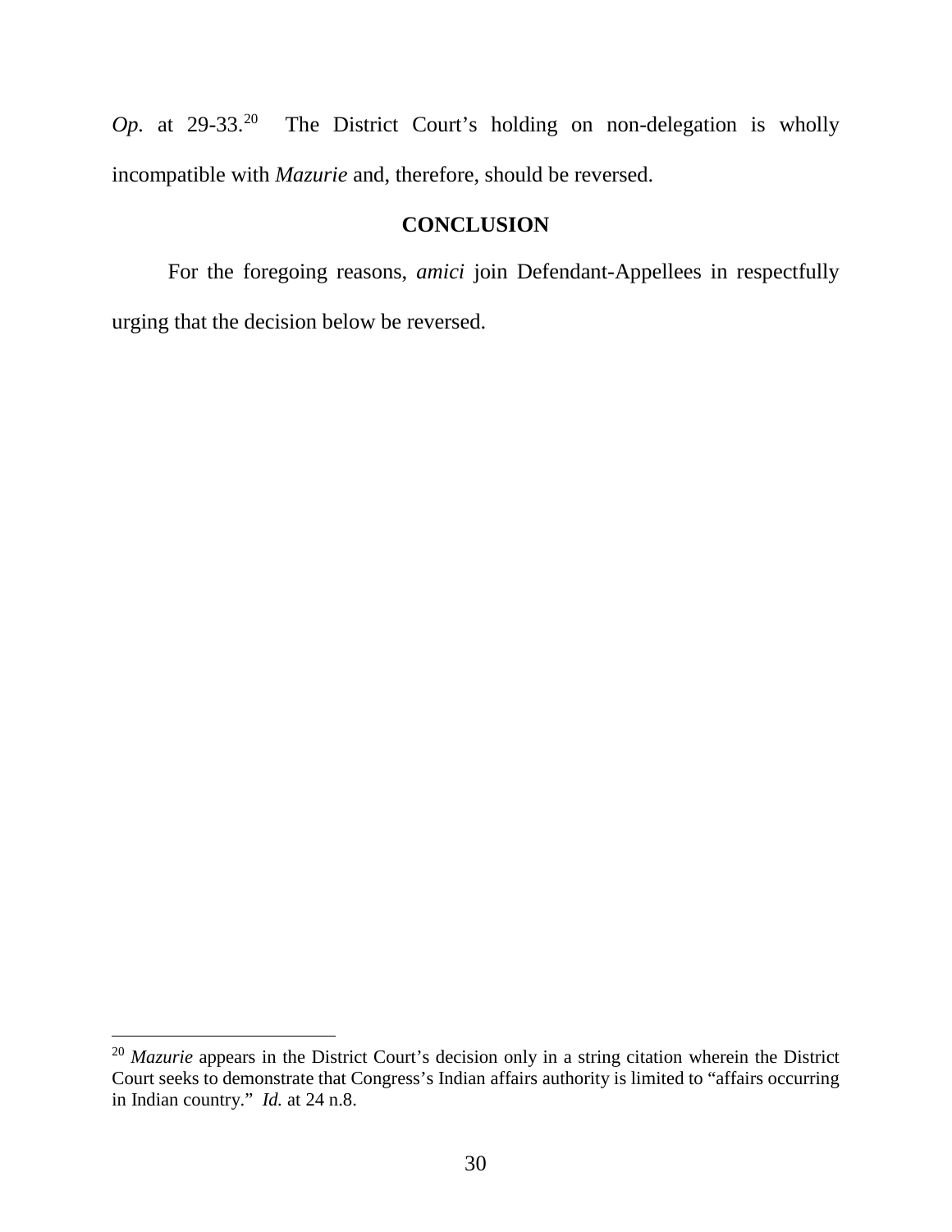*Op.* at 29-33.[20] The District Court's holding on non-delegation is wholly incompatible with *Mazurie* and, therefore, should be reversed.

## CONCLUSION

For the foregoing reasons, *amici* join Defendant-Appellees in respectfully urging that the decision below be reversed.

---

[20] *Mazurie* appears in the District Court's decision only in a string citation wherein the District Court seeks to demonstrate that Congress's Indian affairs authority is limited to "affairs occurring in Indian country." *Id.* at 24 n.8.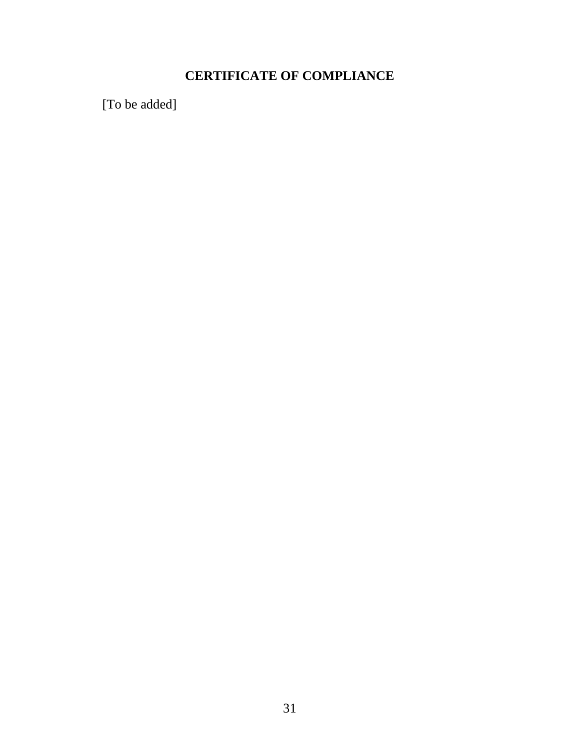## CERTIFICATE OF COMPLIANCE

[To be added]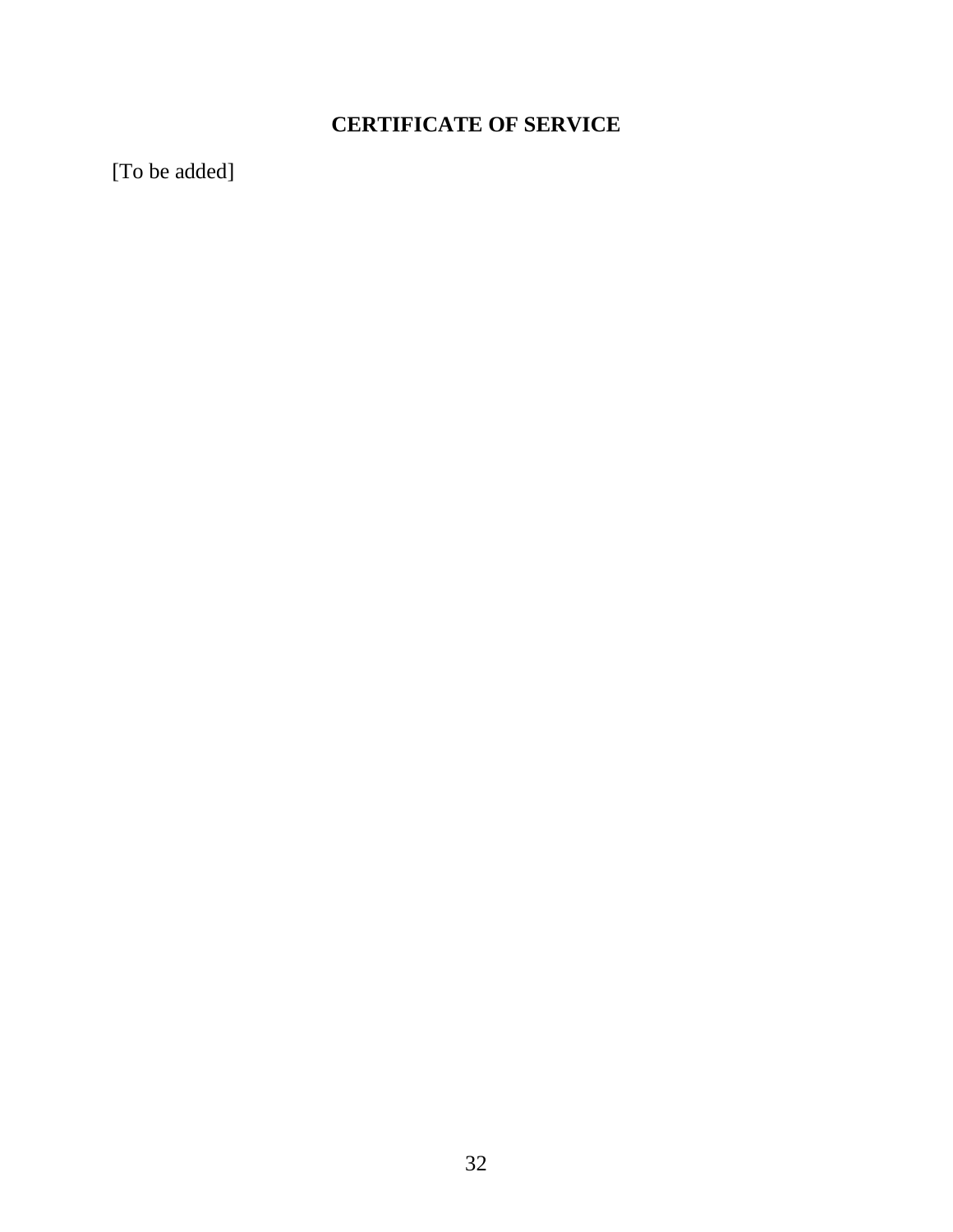## CERTIFICATE OF SERVICE

[To be added]